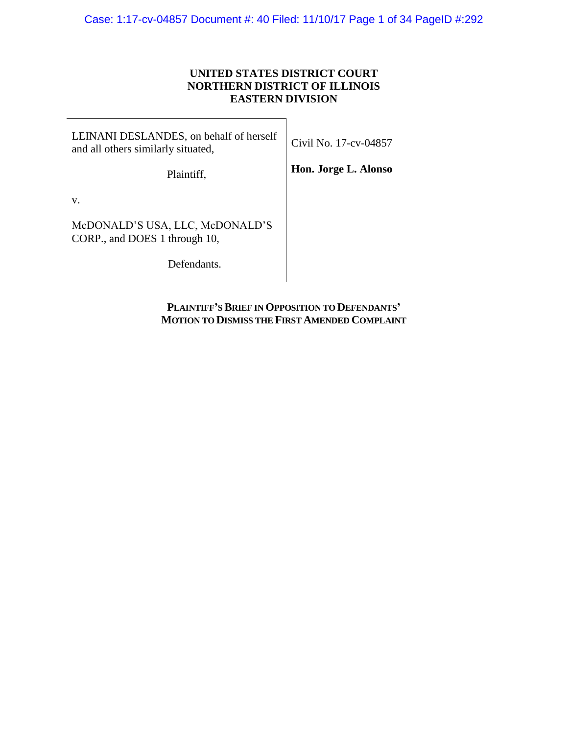**UNITED STATES DISTRICT COURT**
**NORTHERN DISTRICT OF ILLINOIS**
**EASTERN DIVISION**

| | |
|---|---|
| LEINANI DESLANDES, on behalf of herself and all others similarly situated,<br><br>Plaintiff,<br><br>v.<br><br>McDONALD'S USA, LLC, McDONALD'S CORP., and DOES 1 through 10,<br><br>Defendants. | Civil No. 17-cv-04857<br><br>**Hon. Jorge L. Alonso** |

**PLAINTIFF'S BRIEF IN OPPOSITION TO DEFENDANTS' MOTION TO DISMISS THE FIRST AMENDED COMPLAINT**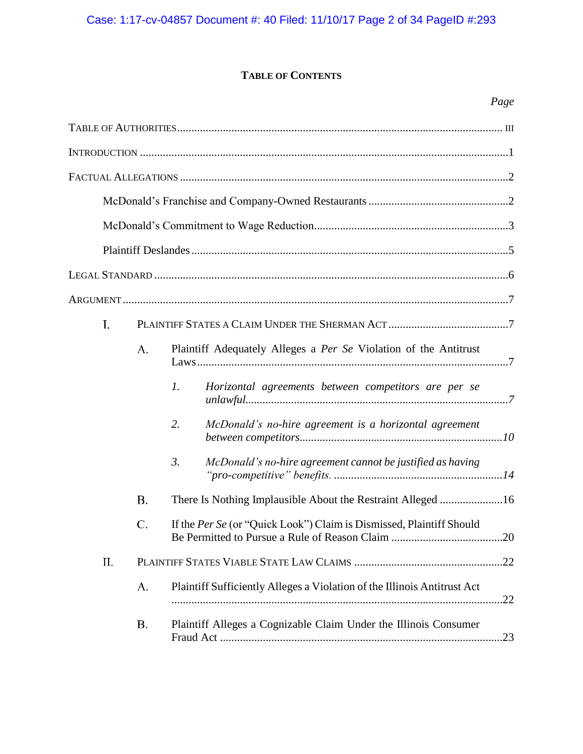# TABLE OF CONTENTS

| | Page |
|---|---|
| TABLE OF AUTHORITIES | III |
| INTRODUCTION | 1 |
| FACTUAL ALLEGATIONS | 2 |
| McDonald's Franchise and Company-Owned Restaurants | 2 |
| McDonald's Commitment to Wage Reduction | 3 |
| Plaintiff Deslandes | 5 |
| LEGAL STANDARD | 6 |
| ARGUMENT | 7 |
| I. PLAINTIFF STATES A CLAIM UNDER THE SHERMAN ACT | 7 |
| A. Plaintiff Adequately Alleges a *Per Se* Violation of the Antitrust Laws | 7 |
| *1. Horizontal agreements between competitors are per se unlawful* | *7* |
| *2. McDonald's no-hire agreement is a horizontal agreement between competitors* | *10* |
| *3. McDonald's no-hire agreement cannot be justified as having "pro-competitive" benefits.* | *14* |
| B. There Is Nothing Implausible About the Restraint Alleged | 16 |
| C. If the *Per Se* (or "Quick Look") Claim is Dismissed, Plaintiff Should Be Permitted to Pursue a Rule of Reason Claim | 20 |
| II. PLAINTIFF STATES VIABLE STATE LAW CLAIMS | 22 |
| A. Plaintiff Sufficiently Alleges a Violation of the Illinois Antitrust Act | 22 |
| B. Plaintiff Alleges a Cognizable Claim Under the Illinois Consumer Fraud Act | 23 |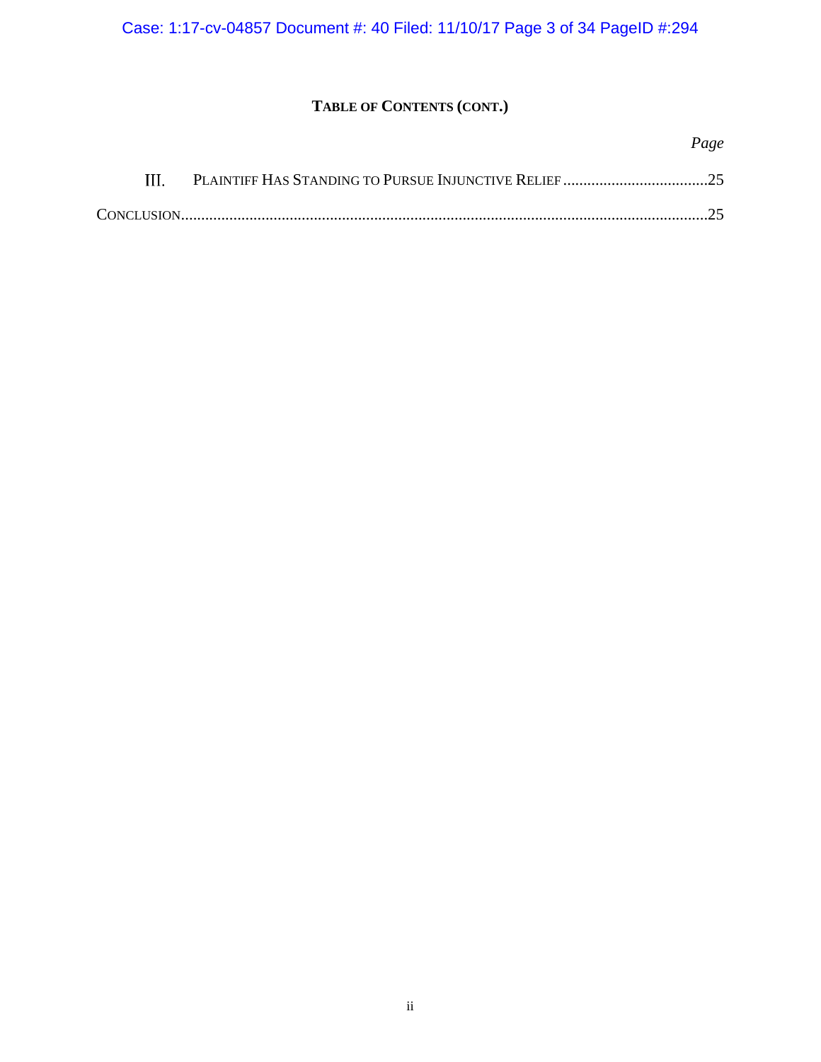## TABLE OF CONTENTS (CONT.)

*Page*

III. PLAINTIFF HAS STANDING TO PURSUE INJUNCTIVE RELIEF ....................................25

CONCLUSION.................................................................................................................................25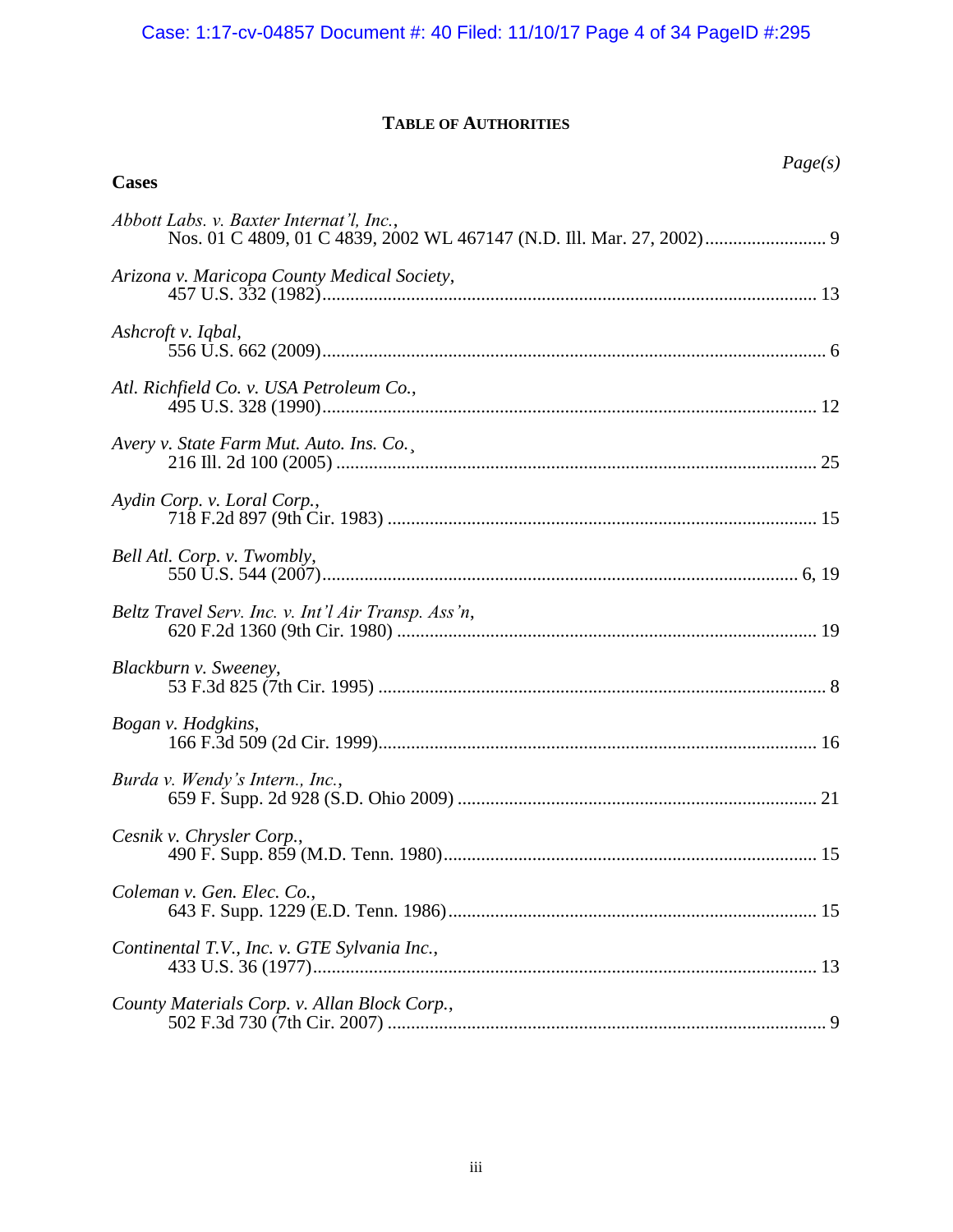## TABLE OF AUTHORITIES

**Page(s)**

### Cases

*Abbott Labs. v. Baxter Internat'l, Inc.*,
Nos. 01 C 4809, 01 C 4839, 2002 WL 467147 (N.D. Ill. Mar. 27, 2002) .......................... 9

*Arizona v. Maricopa County Medical Society*,
457 U.S. 332 (1982) .......................... 13

*Ashcroft v. Iqbal*,
556 U.S. 662 (2009) .......................... 6

*Atl. Richfield Co. v. USA Petroleum Co.*,
495 U.S. 328 (1990) .......................... 12

*Avery v. State Farm Mut. Auto. Ins. Co.*¸
216 Ill. 2d 100 (2005) .......................... 25

*Aydin Corp. v. Loral Corp.*,
718 F.2d 897 (9th Cir. 1983) .......................... 15

*Bell Atl. Corp. v. Twombly*,
550 U.S. 544 (2007) .......................... 6, 19

*Beltz Travel Serv. Inc. v. Int'l Air Transp. Ass'n*,
620 F.2d 1360 (9th Cir. 1980) .......................... 19

*Blackburn v. Sweeney*,
53 F.3d 825 (7th Cir. 1995) .......................... 8

*Bogan v. Hodgkins*,
166 F.3d 509 (2d Cir. 1999) .......................... 16

*Burda v. Wendy's Intern., Inc.*,
659 F. Supp. 2d 928 (S.D. Ohio 2009) .......................... 21

*Cesnik v. Chrysler Corp.*,
490 F. Supp. 859 (M.D. Tenn. 1980) .......................... 15

*Coleman v. Gen. Elec. Co.*,
643 F. Supp. 1229 (E.D. Tenn. 1986) .......................... 15

*Continental T.V., Inc. v. GTE Sylvania Inc.*,
433 U.S. 36 (1977) .......................... 13

*County Materials Corp. v. Allan Block Corp.*,
502 F.3d 730 (7th Cir. 2007) .......................... 9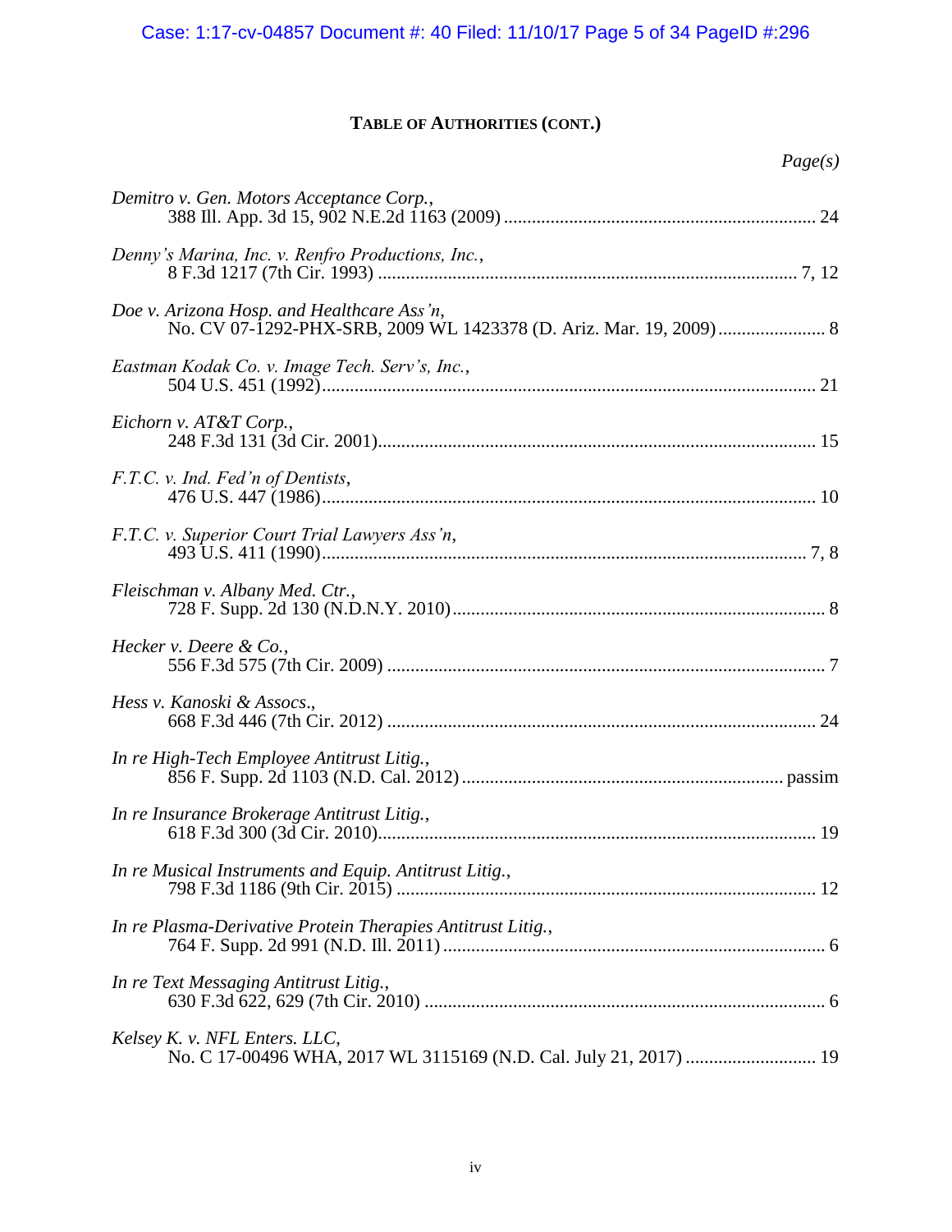**TABLE OF AUTHORITIES (CONT.)**

*Page(s)*

*Demitro v. Gen. Motors Acceptance Corp.*,
388 Ill. App. 3d 15, 902 N.E.2d 1163 (2009) .................................................................. 24

*Denny's Marina, Inc. v. Renfro Productions, Inc.*,
8 F.3d 1217 (7th Cir. 1993) ......................................................................................... 7, 12

*Doe v. Arizona Hosp. and Healthcare Ass'n*,
No. CV 07-1292-PHX-SRB, 2009 WL 1423378 (D. Ariz. Mar. 19, 2009) ....................... 8

*Eastman Kodak Co. v. Image Tech. Serv's, Inc.*,
504 U.S. 451 (1992) ........................................................................................................ 21

*Eichorn v. AT&T Corp.*,
248 F.3d 131 (3d Cir. 2001) ............................................................................................ 15

*F.T.C. v. Ind. Fed'n of Dentists*,
476 U.S. 447 (1986) ........................................................................................................ 10

*F.T.C. v. Superior Court Trial Lawyers Ass'n*,
493 U.S. 411 (1990) ...................................................................................................... 7, 8

*Fleischman v. Albany Med. Ctr.*,
728 F. Supp. 2d 130 (N.D.N.Y. 2010) ............................................................................... 8

*Hecker v. Deere & Co.*,
556 F.3d 575 (7th Cir. 2009) ............................................................................................. 7

*Hess v. Kanoski & Assocs.*,
668 F.3d 446 (7th Cir. 2012) ........................................................................................... 24

*In re High-Tech Employee Antitrust Litig.*,
856 F. Supp. 2d 1103 (N.D. Cal. 2012) ..................................................................... passim

*In re Insurance Brokerage Antitrust Litig.*,
618 F.3d 300 (3d Cir. 2010) ............................................................................................ 19

*In re Musical Instruments and Equip. Antitrust Litig.*,
798 F.3d 1186 (9th Cir. 2015) ......................................................................................... 12

*In re Plasma-Derivative Protein Therapies Antitrust Litig.*,
764 F. Supp. 2d 991 (N.D. Ill. 2011) ................................................................................. 6

*In re Text Messaging Antitrust Litig.*,
630 F.3d 622, 629 (7th Cir. 2010) ..................................................................................... 6

*Kelsey K. v. NFL Enters. LLC*,
No. C 17-00496 WHA, 2017 WL 3115169 (N.D. Cal. July 21, 2017) ............................ 19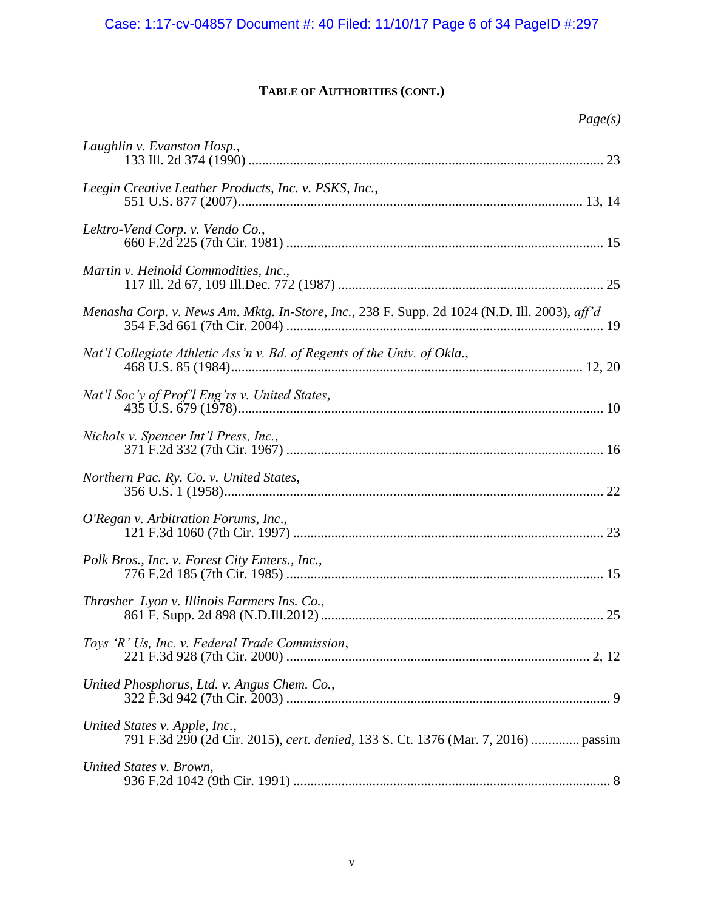**TABLE OF AUTHORITIES (CONT.)**

*Page(s)*

*Laughlin v. Evanston Hosp.*,
133 Ill. 2d 374 (1990) ........................................................................................................ 23

*Leegin Creative Leather Products, Inc. v. PSKS, Inc.*,
551 U.S. 877 (2007)...................................................................................................... 13, 14

*Lektro-Vend Corp. v. Vendo Co.*,
660 F.2d 225 (7th Cir. 1981) .............................................................................................. 15

*Martin v. Heinold Commodities, Inc*.,
117 Ill. 2d 67, 109 Ill.Dec. 772 (1987) ............................................................................... 25

*Menasha Corp. v. News Am. Mktg. In-Store, Inc.*, 238 F. Supp. 2d 1024 (N.D. Ill. 2003), *aff'd*
354 F.3d 661 (7th Cir. 2004) .............................................................................................. 19

*Nat'l Collegiate Athletic Ass'n v. Bd. of Regents of the Univ. of Okla.*,
468 U.S. 85 (1984)........................................................................................................ 12, 20

*Nat'l Soc'y of Prof'l Eng'rs v. United States*,
435 U.S. 679 (1978)............................................................................................................ 10

*Nichols v. Spencer Int'l Press, Inc.*,
371 F.2d 332 (7th Cir. 1967) .............................................................................................. 16

*Northern Pac. Ry. Co. v. United States*,
356 U.S. 1 (1958)................................................................................................................ 22

*O'Regan v. Arbitration Forums, Inc*.,
121 F.3d 1060 (7th Cir. 1997) ............................................................................................ 23

*Polk Bros., Inc. v. Forest City Enters., Inc.*,
776 F.2d 185 (7th Cir. 1985) .............................................................................................. 15

*Thrasher–Lyon v. Illinois Farmers Ins. Co.*,
861 F. Supp. 2d 898 (N.D.Ill.2012) .................................................................................... 25

*Toys 'R' Us, Inc. v. Federal Trade Commission*,
221 F.3d 928 (7th Cir. 2000) ........................................................................................ 2, 12

*United Phosphorus, Ltd. v. Angus Chem. Co.*,
322 F.3d 942 (7th Cir. 2003) ................................................................................................ 9

*United States v. Apple, Inc.*,
791 F.3d 290 (2d Cir. 2015), *cert. denied*, 133 S. Ct. 1376 (Mar. 7, 2016) .............. passim

*United States v. Brown*,
936 F.2d 1042 (9th Cir. 1991) .............................................................................................. 8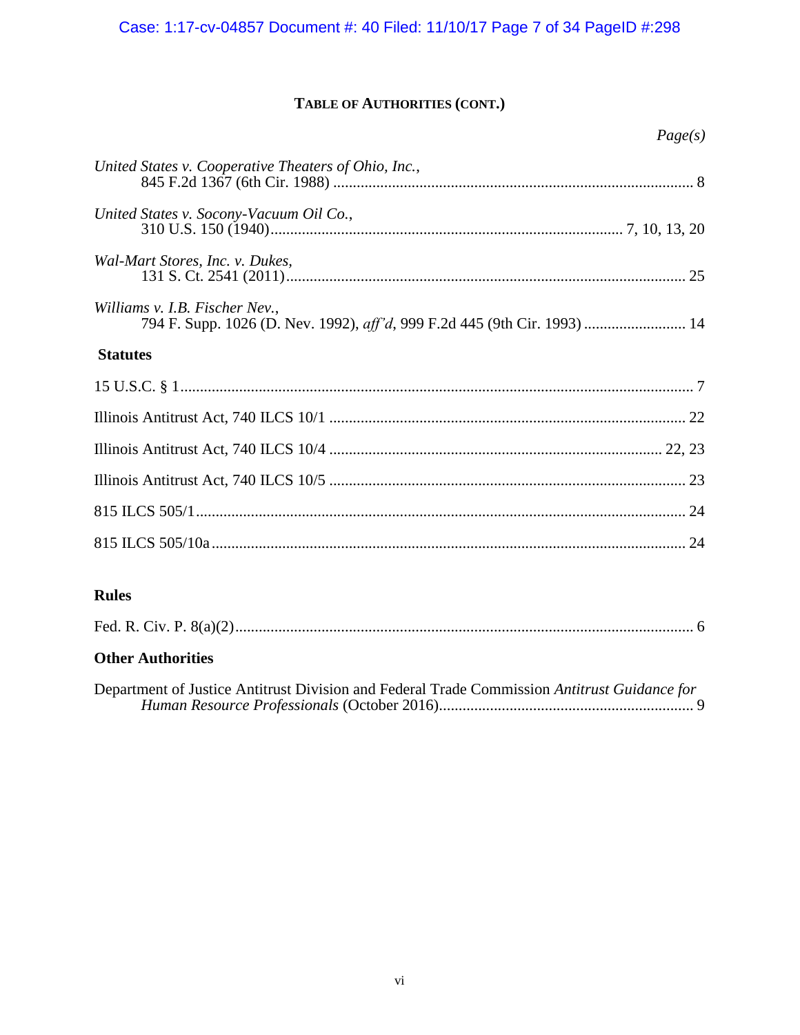## TABLE OF AUTHORITIES (CONT.)

*Page(s)*

*United States v. Cooperative Theaters of Ohio, Inc.*,
845 F.2d 1367 (6th Cir. 1988) ........................................................................................... 8

*United States v. Socony-Vacuum Oil Co.*,
310 U.S. 150 (1940)......................................................................................... 7, 10, 13, 20

*Wal-Mart Stores, Inc. v. Dukes*,
131 S. Ct. 2541 (2011)..................................................................................................... 25

*Williams v. I.B. Fischer Nev.*,
794 F. Supp. 1026 (D. Nev. 1992), *aff'd*, 999 F.2d 445 (9th Cir. 1993) ......................... 14

### Statutes

15 U.S.C. § 1................................................................................................................................. 7

Illinois Antitrust Act, 740 ILCS 10/1 .......................................................................................... 22

Illinois Antitrust Act, 740 ILCS 10/4 .................................................................................... 22, 23

Illinois Antitrust Act, 740 ILCS 10/5 .......................................................................................... 23

815 ILCS 505/1............................................................................................................................ 24

815 ILCS 505/10a ........................................................................................................................ 24

### Rules

Fed. R. Civ. P. 8(a)(2).................................................................................................................... 6

### Other Authorities

Department of Justice Antitrust Division and Federal Trade Commission *Antitrust Guidance for Human Resource Professionals* (October 2016)................................................................ 9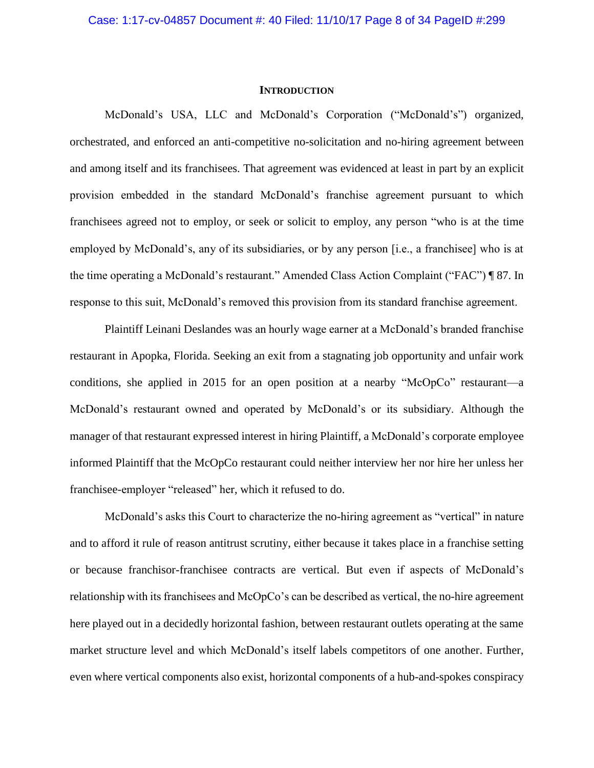## INTRODUCTION

McDonald's USA, LLC and McDonald's Corporation ("McDonald's") organized, orchestrated, and enforced an anti-competitive no-solicitation and no-hiring agreement between and among itself and its franchisees. That agreement was evidenced at least in part by an explicit provision embedded in the standard McDonald's franchise agreement pursuant to which franchisees agreed not to employ, or seek or solicit to employ, any person "who is at the time employed by McDonald's, any of its subsidiaries, or by any person [i.e., a franchisee] who is at the time operating a McDonald's restaurant." Amended Class Action Complaint ("FAC") ¶ 87. In response to this suit, McDonald's removed this provision from its standard franchise agreement.

Plaintiff Leinani Deslandes was an hourly wage earner at a McDonald's branded franchise restaurant in Apopka, Florida. Seeking an exit from a stagnating job opportunity and unfair work conditions, she applied in 2015 for an open position at a nearby "McOpCo" restaurant—a McDonald's restaurant owned and operated by McDonald's or its subsidiary. Although the manager of that restaurant expressed interest in hiring Plaintiff, a McDonald's corporate employee informed Plaintiff that the McOpCo restaurant could neither interview her nor hire her unless her franchisee-employer "released" her, which it refused to do.

McDonald's asks this Court to characterize the no-hiring agreement as "vertical" in nature and to afford it rule of reason antitrust scrutiny, either because it takes place in a franchise setting or because franchisor-franchisee contracts are vertical. But even if aspects of McDonald's relationship with its franchisees and McOpCo's can be described as vertical, the no-hire agreement here played out in a decidedly horizontal fashion, between restaurant outlets operating at the same market structure level and which McDonald's itself labels competitors of one another. Further, even where vertical components also exist, horizontal components of a hub-and-spokes conspiracy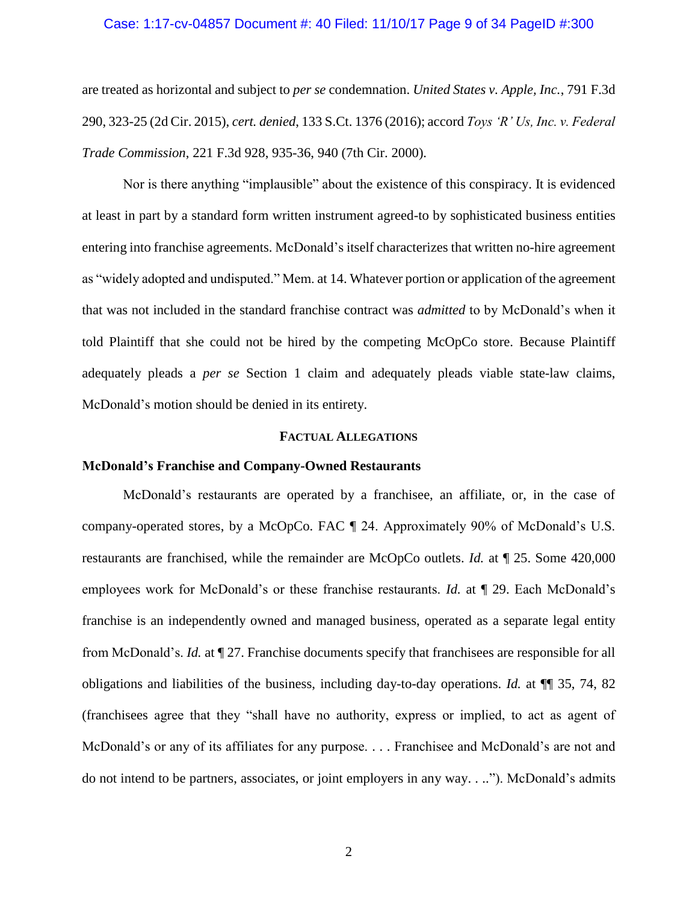are treated as horizontal and subject to *per se* condemnation. *United States v. Apple, Inc.*, 791 F.3d 290, 323-25 (2d Cir. 2015), *cert. denied*, 133 S.Ct. 1376 (2016); accord *Toys 'R' Us, Inc. v. Federal Trade Commission*, 221 F.3d 928, 935-36, 940 (7th Cir. 2000).

Nor is there anything "implausible" about the existence of this conspiracy. It is evidenced at least in part by a standard form written instrument agreed-to by sophisticated business entities entering into franchise agreements. McDonald's itself characterizes that written no-hire agreement as "widely adopted and undisputed." Mem. at 14. Whatever portion or application of the agreement that was not included in the standard franchise contract was *admitted* to by McDonald's when it told Plaintiff that she could not be hired by the competing McOpCo store. Because Plaintiff adequately pleads a *per se* Section 1 claim and adequately pleads viable state-law claims, McDonald's motion should be denied in its entirety.

## FACTUAL ALLEGATIONS

### McDonald's Franchise and Company-Owned Restaurants

McDonald's restaurants are operated by a franchisee, an affiliate, or, in the case of company-operated stores, by a McOpCo. FAC ¶ 24. Approximately 90% of McDonald's U.S. restaurants are franchised, while the remainder are McOpCo outlets. *Id.* at ¶ 25. Some 420,000 employees work for McDonald's or these franchise restaurants. *Id.* at ¶ 29. Each McDonald's franchise is an independently owned and managed business, operated as a separate legal entity from McDonald's. *Id.* at ¶ 27. Franchise documents specify that franchisees are responsible for all obligations and liabilities of the business, including day-to-day operations. *Id.* at ¶¶ 35, 74, 82 (franchisees agree that they "shall have no authority, express or implied, to act as agent of McDonald's or any of its affiliates for any purpose. . . . Franchisee and McDonald's are not and do not intend to be partners, associates, or joint employers in any way. . .."). McDonald's admits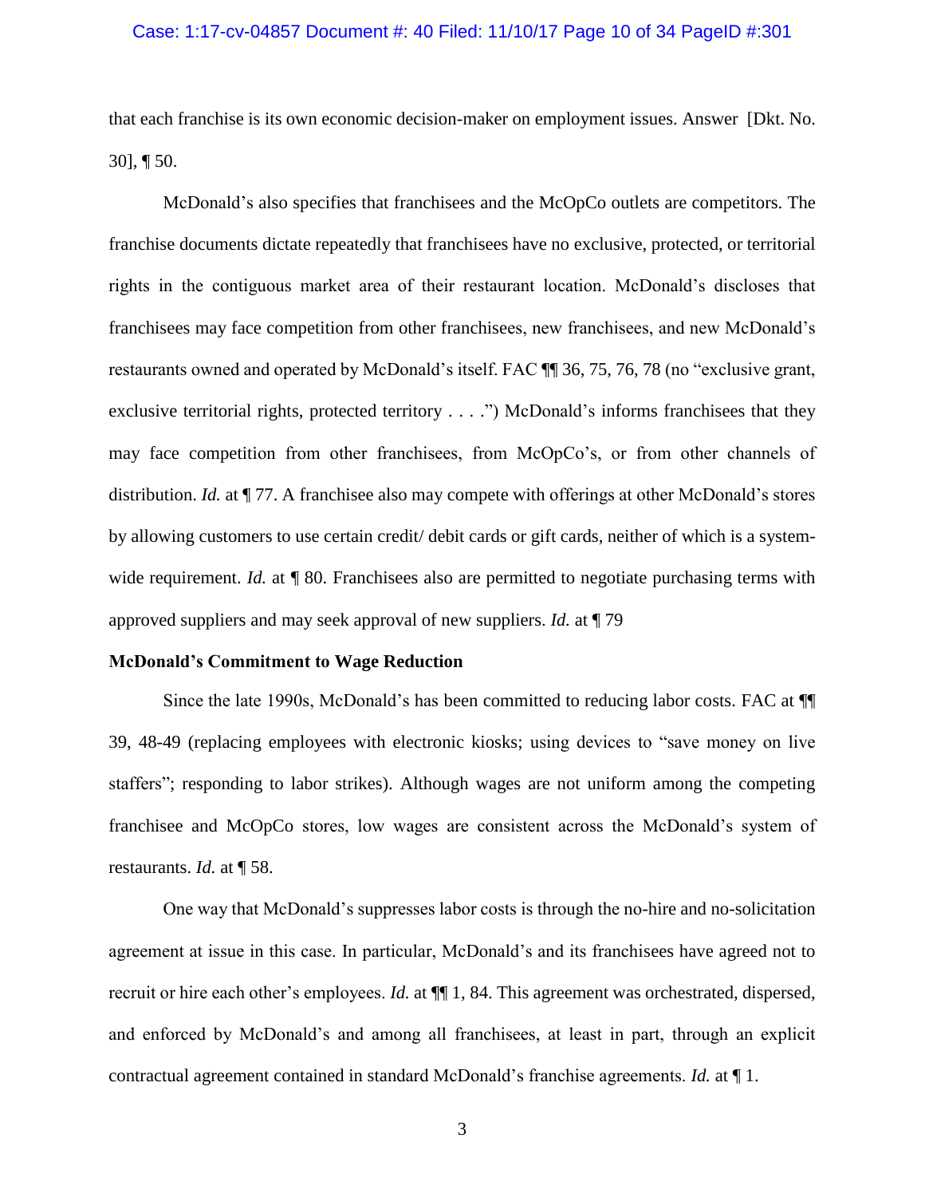that each franchise is its own economic decision-maker on employment issues. Answer [Dkt. No. 30], ¶ 50.

McDonald's also specifies that franchisees and the McOpCo outlets are competitors. The franchise documents dictate repeatedly that franchisees have no exclusive, protected, or territorial rights in the contiguous market area of their restaurant location. McDonald's discloses that franchisees may face competition from other franchisees, new franchisees, and new McDonald's restaurants owned and operated by McDonald's itself. FAC ¶¶ 36, 75, 76, 78 (no "exclusive grant, exclusive territorial rights, protected territory . . . .") McDonald's informs franchisees that they may face competition from other franchisees, from McOpCo's, or from other channels of distribution. *Id.* at ¶ 77. A franchisee also may compete with offerings at other McDonald's stores by allowing customers to use certain credit/ debit cards or gift cards, neither of which is a system-wide requirement. *Id.* at ¶ 80. Franchisees also are permitted to negotiate purchasing terms with approved suppliers and may seek approval of new suppliers. *Id.* at ¶ 79

**McDonald's Commitment to Wage Reduction**

Since the late 1990s, McDonald's has been committed to reducing labor costs. FAC at ¶¶ 39, 48-49 (replacing employees with electronic kiosks; using devices to "save money on live staffers"; responding to labor strikes). Although wages are not uniform among the competing franchisee and McOpCo stores, low wages are consistent across the McDonald's system of restaurants. *Id.* at ¶ 58.

One way that McDonald's suppresses labor costs is through the no-hire and no-solicitation agreement at issue in this case. In particular, McDonald's and its franchisees have agreed not to recruit or hire each other's employees. *Id.* at ¶¶ 1, 84. This agreement was orchestrated, dispersed, and enforced by McDonald's and among all franchisees, at least in part, through an explicit contractual agreement contained in standard McDonald's franchise agreements. *Id.* at ¶ 1.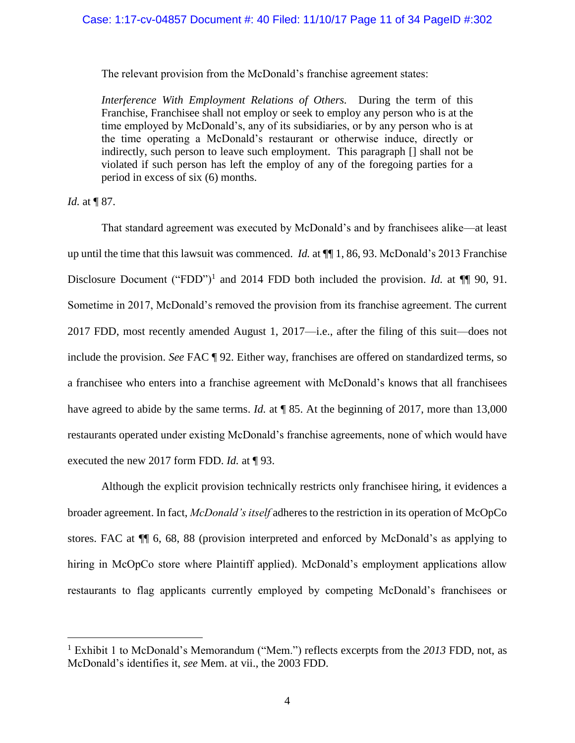The relevant provision from the McDonald's franchise agreement states:

> *Interference With Employment Relations of Others.* During the term of this Franchise, Franchisee shall not employ or seek to employ any person who is at the time employed by McDonald's, any of its subsidiaries, or by any person who is at the time operating a McDonald's restaurant or otherwise induce, directly or indirectly, such person to leave such employment. This paragraph [] shall not be violated if such person has left the employ of any of the foregoing parties for a period in excess of six (6) months.

*Id.* at ¶ 87.

That standard agreement was executed by McDonald's and by franchisees alike—at least up until the time that this lawsuit was commenced. *Id.* at ¶¶ 1, 86, 93. McDonald's 2013 Franchise Disclosure Document ("FDD")[1] and 2014 FDD both included the provision. *Id.* at ¶¶ 90, 91. Sometime in 2017, McDonald's removed the provision from its franchise agreement. The current 2017 FDD, most recently amended August 1, 2017—i.e., after the filing of this suit—does not include the provision. *See* FAC ¶ 92. Either way, franchises are offered on standardized terms, so a franchisee who enters into a franchise agreement with McDonald's knows that all franchisees have agreed to abide by the same terms. *Id.* at ¶ 85. At the beginning of 2017, more than 13,000 restaurants operated under existing McDonald's franchise agreements, none of which would have executed the new 2017 form FDD. *Id.* at ¶ 93.

Although the explicit provision technically restricts only franchisee hiring, it evidences a broader agreement. In fact, *McDonald's itself* adheres to the restriction in its operation of McOpCo stores. FAC at ¶¶ 6, 68, 88 (provision interpreted and enforced by McDonald's as applying to hiring in McOpCo store where Plaintiff applied). McDonald's employment applications allow restaurants to flag applicants currently employed by competing McDonald's franchisees or

---

[1] Exhibit 1 to McDonald's Memorandum ("Mem.") reflects excerpts from the *2013* FDD, not, as McDonald's identifies it, *see* Mem. at vii., the 2003 FDD.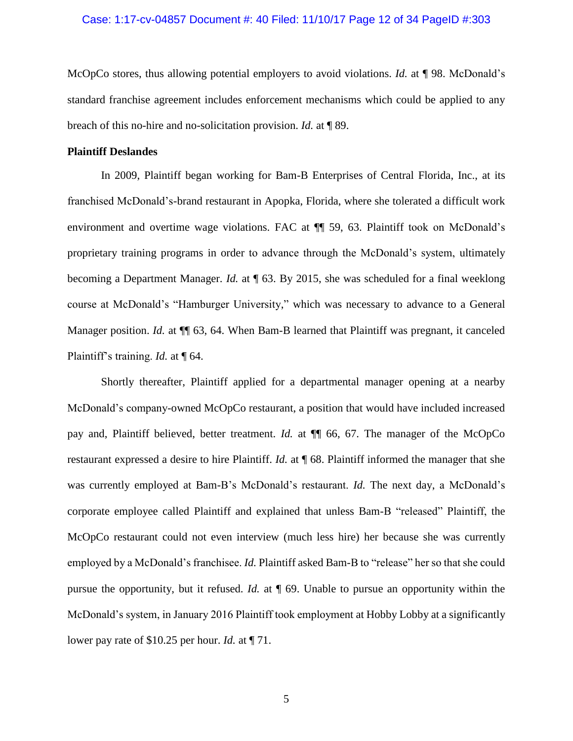McOpCo stores, thus allowing potential employers to avoid violations. *Id.* at ¶ 98. McDonald's standard franchise agreement includes enforcement mechanisms which could be applied to any breach of this no-hire and no-solicitation provision. *Id.* at ¶ 89.

**Plaintiff Deslandes**

In 2009, Plaintiff began working for Bam-B Enterprises of Central Florida, Inc., at its franchised McDonald's-brand restaurant in Apopka, Florida, where she tolerated a difficult work environment and overtime wage violations. FAC at ¶¶ 59, 63. Plaintiff took on McDonald's proprietary training programs in order to advance through the McDonald's system, ultimately becoming a Department Manager. *Id.* at ¶ 63. By 2015, she was scheduled for a final weeklong course at McDonald's "Hamburger University," which was necessary to advance to a General Manager position. *Id.* at ¶¶ 63, 64. When Bam-B learned that Plaintiff was pregnant, it canceled Plaintiff's training. *Id.* at ¶ 64.

Shortly thereafter, Plaintiff applied for a departmental manager opening at a nearby McDonald's company-owned McOpCo restaurant, a position that would have included increased pay and, Plaintiff believed, better treatment. *Id.* at ¶¶ 66, 67. The manager of the McOpCo restaurant expressed a desire to hire Plaintiff. *Id.* at ¶ 68. Plaintiff informed the manager that she was currently employed at Bam-B's McDonald's restaurant. *Id.* The next day, a McDonald's corporate employee called Plaintiff and explained that unless Bam-B "released" Plaintiff, the McOpCo restaurant could not even interview (much less hire) her because she was currently employed by a McDonald's franchisee. *Id.* Plaintiff asked Bam-B to "release" her so that she could pursue the opportunity, but it refused. *Id.* at ¶ 69. Unable to pursue an opportunity within the McDonald's system, in January 2016 Plaintiff took employment at Hobby Lobby at a significantly lower pay rate of $10.25 per hour. *Id.* at ¶ 71.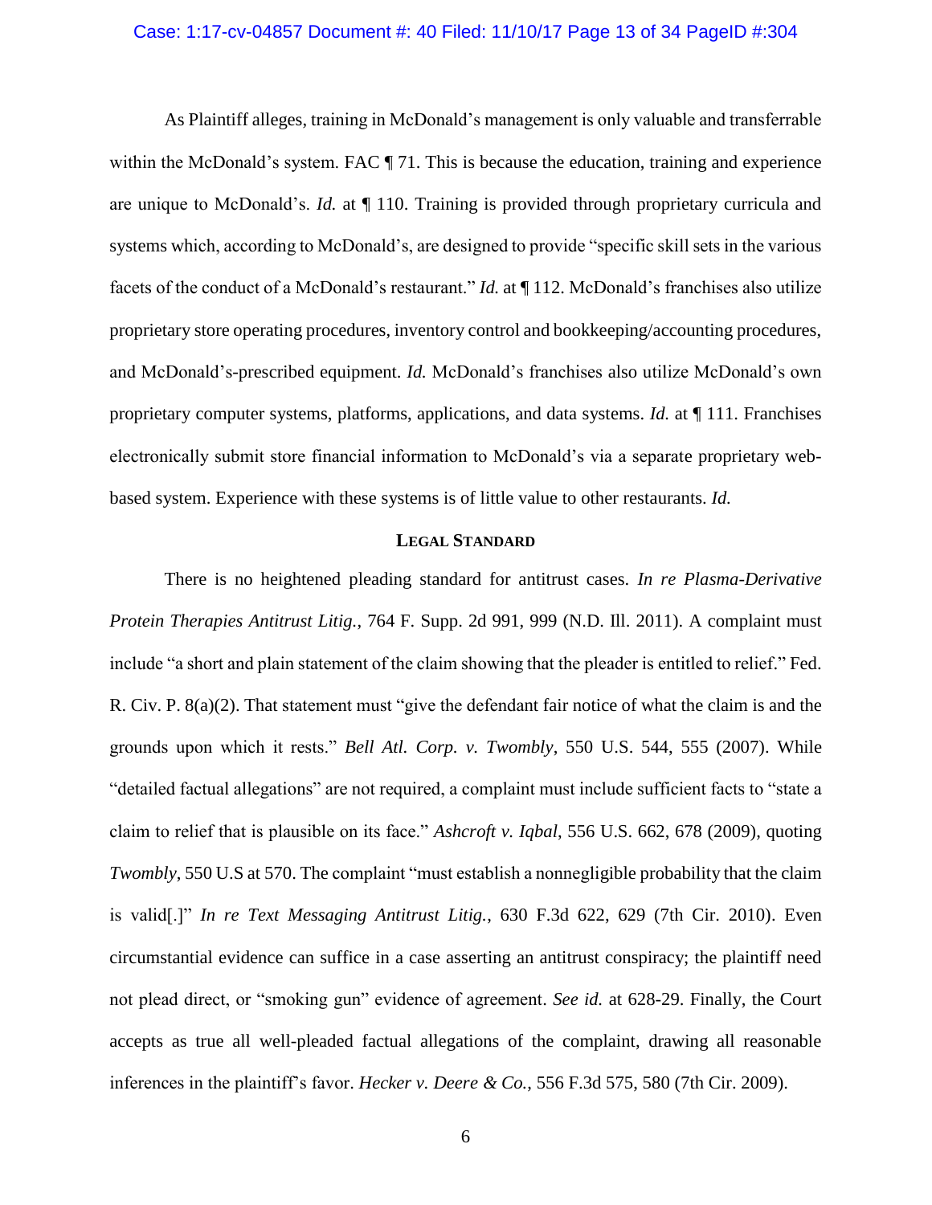As Plaintiff alleges, training in McDonald's management is only valuable and transferrable within the McDonald's system. FAC ¶ 71. This is because the education, training and experience are unique to McDonald's. *Id.* at ¶ 110. Training is provided through proprietary curricula and systems which, according to McDonald's, are designed to provide "specific skill sets in the various facets of the conduct of a McDonald's restaurant." *Id.* at ¶ 112. McDonald's franchises also utilize proprietary store operating procedures, inventory control and bookkeeping/accounting procedures, and McDonald's-prescribed equipment. *Id.* McDonald's franchises also utilize McDonald's own proprietary computer systems, platforms, applications, and data systems. *Id.* at ¶ 111. Franchises electronically submit store financial information to McDonald's via a separate proprietary web-based system. Experience with these systems is of little value to other restaurants. *Id.*

## LEGAL STANDARD

There is no heightened pleading standard for antitrust cases. *In re Plasma-Derivative Protein Therapies Antitrust Litig.*, 764 F. Supp. 2d 991, 999 (N.D. Ill. 2011). A complaint must include "a short and plain statement of the claim showing that the pleader is entitled to relief." Fed. R. Civ. P. 8(a)(2). That statement must "give the defendant fair notice of what the claim is and the grounds upon which it rests." *Bell Atl. Corp. v. Twombly*, 550 U.S. 544, 555 (2007). While "detailed factual allegations" are not required, a complaint must include sufficient facts to "state a claim to relief that is plausible on its face." *Ashcroft v. Iqbal*, 556 U.S. 662, 678 (2009), quoting *Twombly*, 550 U.S at 570. The complaint "must establish a nonnegligible probability that the claim is valid[.]" *In re Text Messaging Antitrust Litig.*, 630 F.3d 622, 629 (7th Cir. 2010). Even circumstantial evidence can suffice in a case asserting an antitrust conspiracy; the plaintiff need not plead direct, or "smoking gun" evidence of agreement. *See id.* at 628-29. Finally, the Court accepts as true all well-pleaded factual allegations of the complaint, drawing all reasonable inferences in the plaintiff's favor. *Hecker v. Deere & Co.*, 556 F.3d 575, 580 (7th Cir. 2009).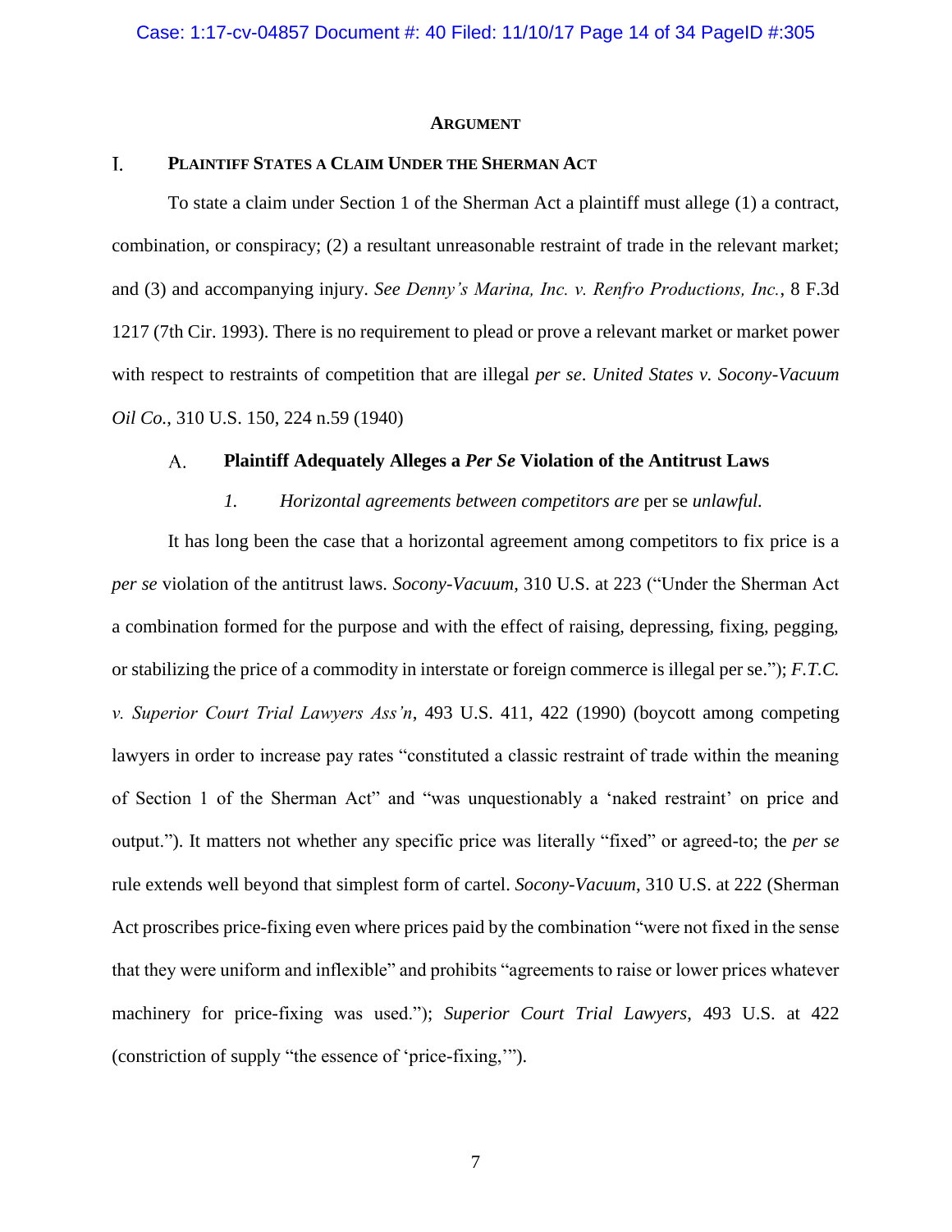## ARGUMENT

### I. PLAINTIFF STATES A CLAIM UNDER THE SHERMAN ACT

To state a claim under Section 1 of the Sherman Act a plaintiff must allege (1) a contract, combination, or conspiracy; (2) a resultant unreasonable restraint of trade in the relevant market; and (3) and accompanying injury. *See Denny's Marina, Inc. v. Renfro Productions, Inc.*, 8 F.3d 1217 (7th Cir. 1993). There is no requirement to plead or prove a relevant market or market power with respect to restraints of competition that are illegal *per se*. *United States v. Socony-Vacuum Oil Co.*, 310 U.S. 150, 224 n.59 (1940)

#### A. Plaintiff Adequately Alleges a *Per Se* Violation of the Antitrust Laws

##### *1. Horizontal agreements between competitors are* per se *unlawful.*

It has long been the case that a horizontal agreement among competitors to fix price is a *per se* violation of the antitrust laws. *Socony-Vacuum*, 310 U.S. at 223 ("Under the Sherman Act a combination formed for the purpose and with the effect of raising, depressing, fixing, pegging, or stabilizing the price of a commodity in interstate or foreign commerce is illegal per se."); *F.T.C. v. Superior Court Trial Lawyers Ass'n*, 493 U.S. 411, 422 (1990) (boycott among competing lawyers in order to increase pay rates "constituted a classic restraint of trade within the meaning of Section 1 of the Sherman Act" and "was unquestionably a 'naked restraint' on price and output."). It matters not whether any specific price was literally "fixed" or agreed-to; the *per se* rule extends well beyond that simplest form of cartel. *Socony-Vacuum*, 310 U.S. at 222 (Sherman Act proscribes price-fixing even where prices paid by the combination "were not fixed in the sense that they were uniform and inflexible" and prohibits "agreements to raise or lower prices whatever machinery for price-fixing was used."); *Superior Court Trial Lawyers*, 493 U.S. at 422 (constriction of supply "the essence of 'price-fixing,'").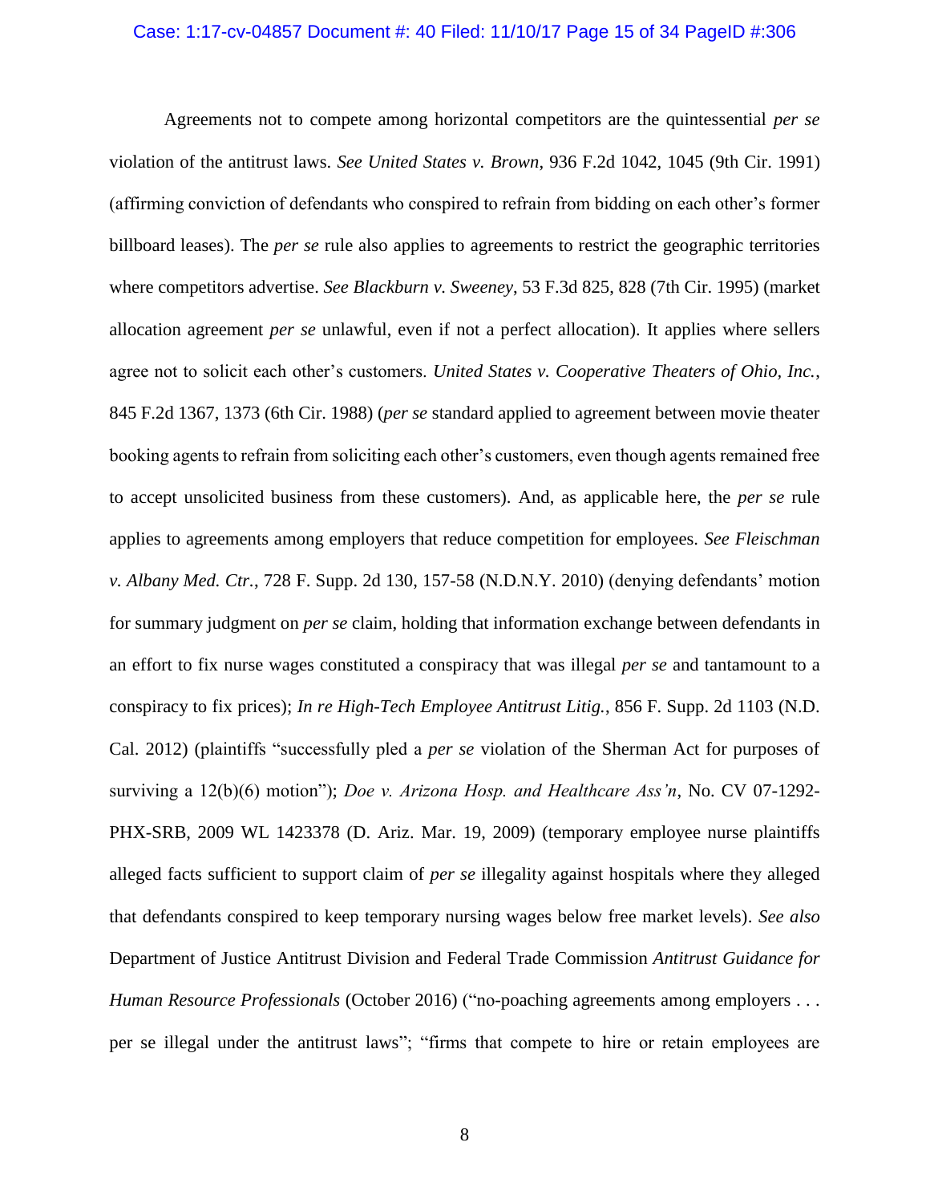Agreements not to compete among horizontal competitors are the quintessential *per se* violation of the antitrust laws. *See United States v. Brown*, 936 F.2d 1042, 1045 (9th Cir. 1991) (affirming conviction of defendants who conspired to refrain from bidding on each other's former billboard leases). The *per se* rule also applies to agreements to restrict the geographic territories where competitors advertise. *See Blackburn v. Sweeney*, 53 F.3d 825, 828 (7th Cir. 1995) (market allocation agreement *per se* unlawful, even if not a perfect allocation). It applies where sellers agree not to solicit each other's customers. *United States v. Cooperative Theaters of Ohio, Inc.*, 845 F.2d 1367, 1373 (6th Cir. 1988) (*per se* standard applied to agreement between movie theater booking agents to refrain from soliciting each other's customers, even though agents remained free to accept unsolicited business from these customers). And, as applicable here, the *per se* rule applies to agreements among employers that reduce competition for employees. *See Fleischman v. Albany Med. Ctr.*, 728 F. Supp. 2d 130, 157-58 (N.D.N.Y. 2010) (denying defendants' motion for summary judgment on *per se* claim, holding that information exchange between defendants in an effort to fix nurse wages constituted a conspiracy that was illegal *per se* and tantamount to a conspiracy to fix prices); *In re High-Tech Employee Antitrust Litig.*, 856 F. Supp. 2d 1103 (N.D. Cal. 2012) (plaintiffs "successfully pled a *per se* violation of the Sherman Act for purposes of surviving a 12(b)(6) motion"); *Doe v. Arizona Hosp. and Healthcare Ass'n*, No. CV 07-1292-PHX-SRB, 2009 WL 1423378 (D. Ariz. Mar. 19, 2009) (temporary employee nurse plaintiffs alleged facts sufficient to support claim of *per se* illegality against hospitals where they alleged that defendants conspired to keep temporary nursing wages below free market levels). *See also* Department of Justice Antitrust Division and Federal Trade Commission *Antitrust Guidance for Human Resource Professionals* (October 2016) ("no-poaching agreements among employers . . . per se illegal under the antitrust laws"; "firms that compete to hire or retain employees are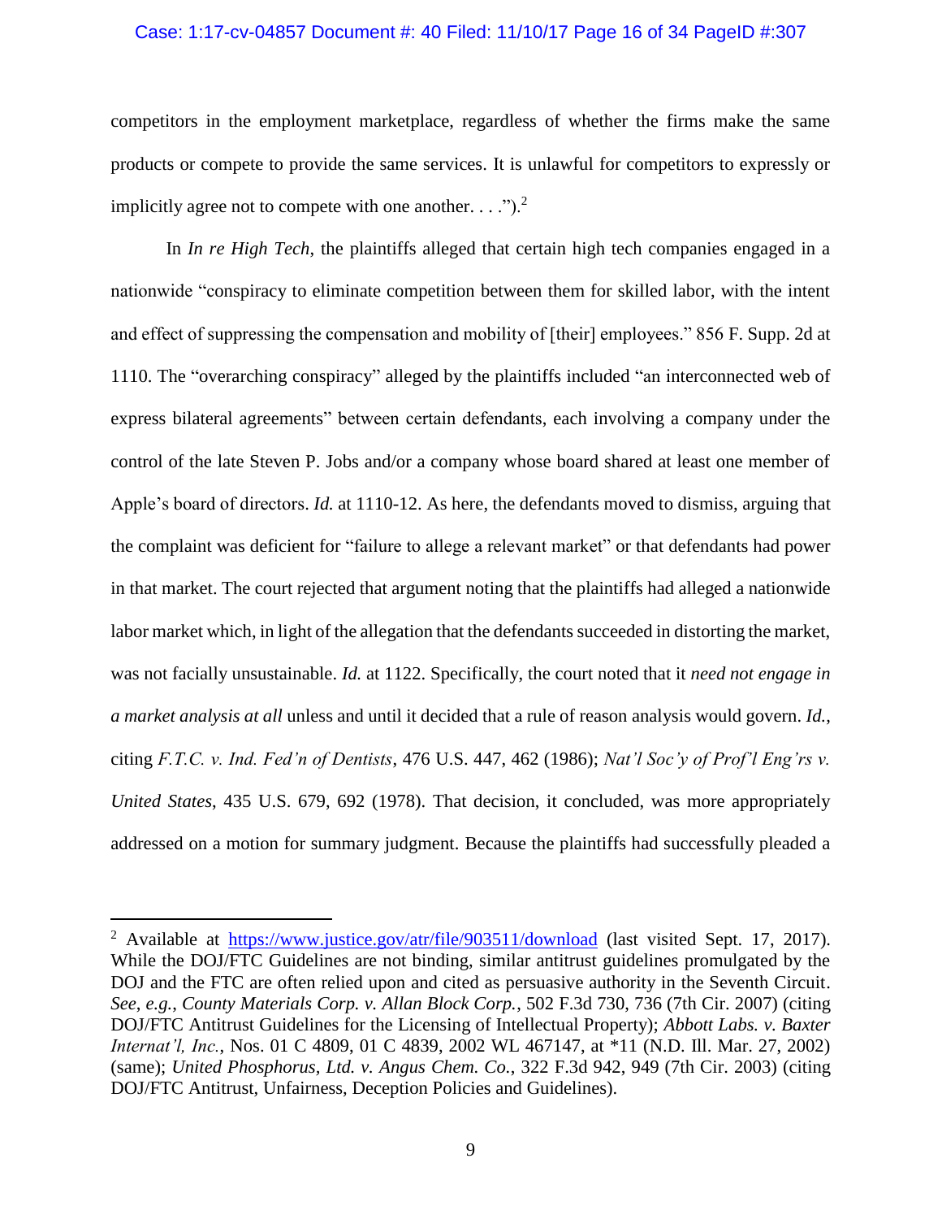competitors in the employment marketplace, regardless of whether the firms make the same products or compete to provide the same services. It is unlawful for competitors to expressly or implicitly agree not to compete with one another. . . .").[2]

In *In re High Tech*, the plaintiffs alleged that certain high tech companies engaged in a nationwide "conspiracy to eliminate competition between them for skilled labor, with the intent and effect of suppressing the compensation and mobility of [their] employees." 856 F. Supp. 2d at 1110. The "overarching conspiracy" alleged by the plaintiffs included "an interconnected web of express bilateral agreements" between certain defendants, each involving a company under the control of the late Steven P. Jobs and/or a company whose board shared at least one member of Apple's board of directors. *Id.* at 1110-12. As here, the defendants moved to dismiss, arguing that the complaint was deficient for "failure to allege a relevant market" or that defendants had power in that market. The court rejected that argument noting that the plaintiffs had alleged a nationwide labor market which, in light of the allegation that the defendants succeeded in distorting the market, was not facially unsustainable. *Id.* at 1122. Specifically, the court noted that it *need not engage in a market analysis at all* unless and until it decided that a rule of reason analysis would govern. *Id.*, citing *F.T.C. v. Ind. Fed'n of Dentists*, 476 U.S. 447, 462 (1986); *Nat'l Soc'y of Prof'l Eng'rs v. United States*, 435 U.S. 679, 692 (1978). That decision, it concluded, was more appropriately addressed on a motion for summary judgment. Because the plaintiffs had successfully pleaded a

---

[2] Available at https://www.justice.gov/atr/file/903511/download (last visited Sept. 17, 2017). While the DOJ/FTC Guidelines are not binding, similar antitrust guidelines promulgated by the DOJ and the FTC are often relied upon and cited as persuasive authority in the Seventh Circuit. *See*, *e.g.*, *County Materials Corp. v. Allan Block Corp.*, 502 F.3d 730, 736 (7th Cir. 2007) (citing DOJ/FTC Antitrust Guidelines for the Licensing of Intellectual Property); *Abbott Labs. v. Baxter Internat'l, Inc.*, Nos. 01 C 4809, 01 C 4839, 2002 WL 467147, at *11 (N.D. Ill. Mar. 27, 2002) (same); *United Phosphorus, Ltd. v. Angus Chem. Co.*, 322 F.3d 942, 949 (7th Cir. 2003) (citing DOJ/FTC Antitrust, Unfairness, Deception Policies and Guidelines).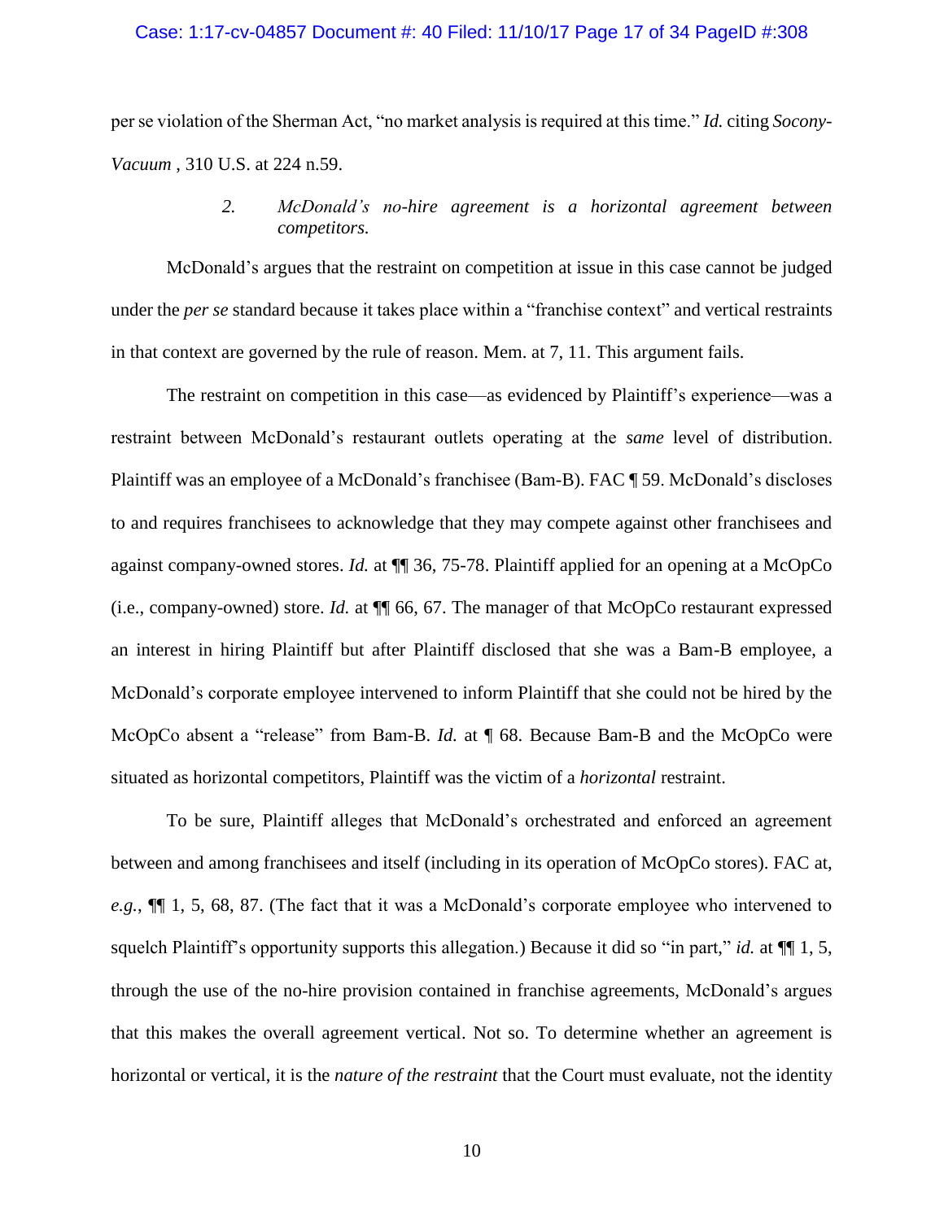per se violation of the Sherman Act, "no market analysis is required at this time." *Id.* citing *Socony-Vacuum* , 310 U.S. at 224 n.59.

### 2. *McDonald's no-hire agreement is a horizontal agreement between competitors.*

McDonald's argues that the restraint on competition at issue in this case cannot be judged under the *per se* standard because it takes place within a "franchise context" and vertical restraints in that context are governed by the rule of reason. Mem. at 7, 11. This argument fails.

The restraint on competition in this case—as evidenced by Plaintiff's experience—was a restraint between McDonald's restaurant outlets operating at the *same* level of distribution. Plaintiff was an employee of a McDonald's franchisee (Bam-B). FAC ¶ 59. McDonald's discloses to and requires franchisees to acknowledge that they may compete against other franchisees and against company-owned stores. *Id.* at ¶¶ 36, 75-78. Plaintiff applied for an opening at a McOpCo (i.e., company-owned) store. *Id.* at ¶¶ 66, 67. The manager of that McOpCo restaurant expressed an interest in hiring Plaintiff but after Plaintiff disclosed that she was a Bam-B employee, a McDonald's corporate employee intervened to inform Plaintiff that she could not be hired by the McOpCo absent a "release" from Bam-B. *Id.* at ¶ 68. Because Bam-B and the McOpCo were situated as horizontal competitors, Plaintiff was the victim of a *horizontal* restraint.

To be sure, Plaintiff alleges that McDonald's orchestrated and enforced an agreement between and among franchisees and itself (including in its operation of McOpCo stores). FAC at, *e.g.*, ¶¶ 1, 5, 68, 87. (The fact that it was a McDonald's corporate employee who intervened to squelch Plaintiff's opportunity supports this allegation.) Because it did so "in part," *id.* at ¶¶ 1, 5, through the use of the no-hire provision contained in franchise agreements, McDonald's argues that this makes the overall agreement vertical. Not so. To determine whether an agreement is horizontal or vertical, it is the *nature of the restraint* that the Court must evaluate, not the identity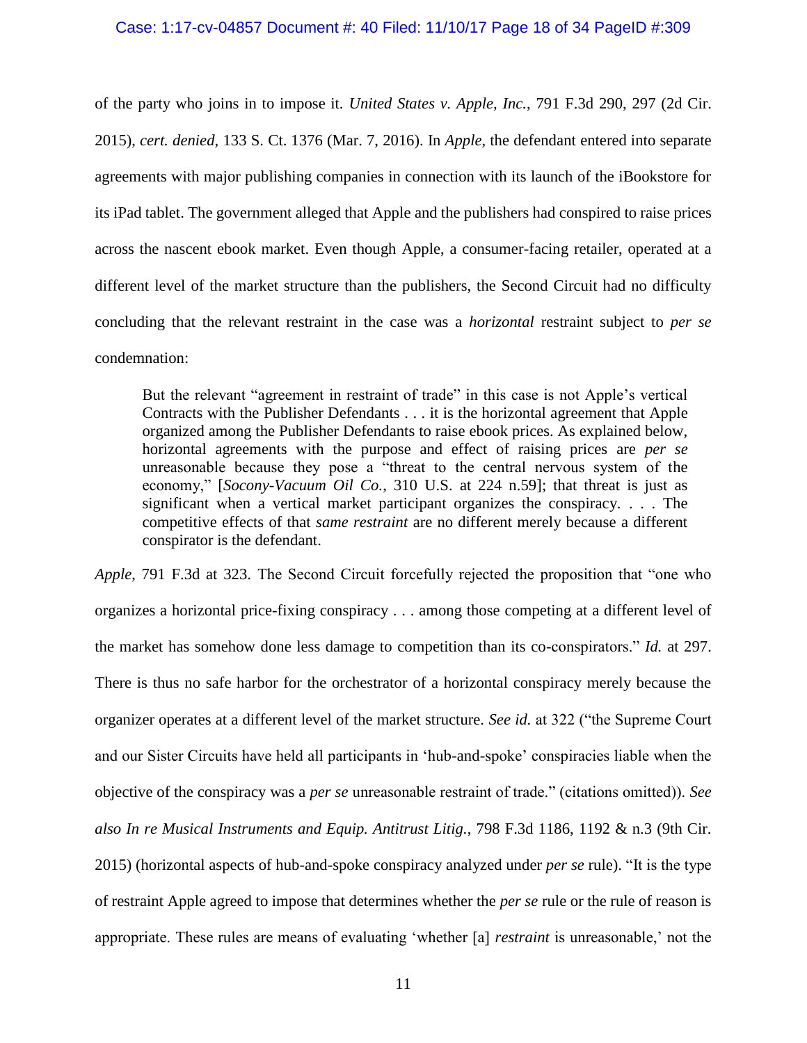of the party who joins in to impose it. *United States v. Apple, Inc.*, 791 F.3d 290, 297 (2d Cir. 2015), *cert. denied*, 133 S. Ct. 1376 (Mar. 7, 2016). In *Apple*, the defendant entered into separate agreements with major publishing companies in connection with its launch of the iBookstore for its iPad tablet. The government alleged that Apple and the publishers had conspired to raise prices across the nascent ebook market. Even though Apple, a consumer-facing retailer, operated at a different level of the market structure than the publishers, the Second Circuit had no difficulty concluding that the relevant restraint in the case was a *horizontal* restraint subject to *per se* condemnation:

> But the relevant "agreement in restraint of trade" in this case is not Apple's vertical Contracts with the Publisher Defendants . . . it is the horizontal agreement that Apple organized among the Publisher Defendants to raise ebook prices. As explained below, horizontal agreements with the purpose and effect of raising prices are *per se* unreasonable because they pose a "threat to the central nervous system of the economy," [*Socony-Vacuum Oil Co.*, 310 U.S. at 224 n.59]; that threat is just as significant when a vertical market participant organizes the conspiracy. . . . The competitive effects of that *same restraint* are no different merely because a different conspirator is the defendant.

*Apple*, 791 F.3d at 323. The Second Circuit forcefully rejected the proposition that "one who organizes a horizontal price-fixing conspiracy . . . among those competing at a different level of the market has somehow done less damage to competition than its co-conspirators." *Id.* at 297. There is thus no safe harbor for the orchestrator of a horizontal conspiracy merely because the organizer operates at a different level of the market structure. *See id.* at 322 ("the Supreme Court and our Sister Circuits have held all participants in 'hub-and-spoke' conspiracies liable when the objective of the conspiracy was a *per se* unreasonable restraint of trade." (citations omitted)). *See also In re Musical Instruments and Equip. Antitrust Litig.*, 798 F.3d 1186, 1192 & n.3 (9th Cir. 2015) (horizontal aspects of hub-and-spoke conspiracy analyzed under *per se* rule). "It is the type of restraint Apple agreed to impose that determines whether the *per se* rule or the rule of reason is appropriate. These rules are means of evaluating 'whether [a] *restraint* is unreasonable,' not the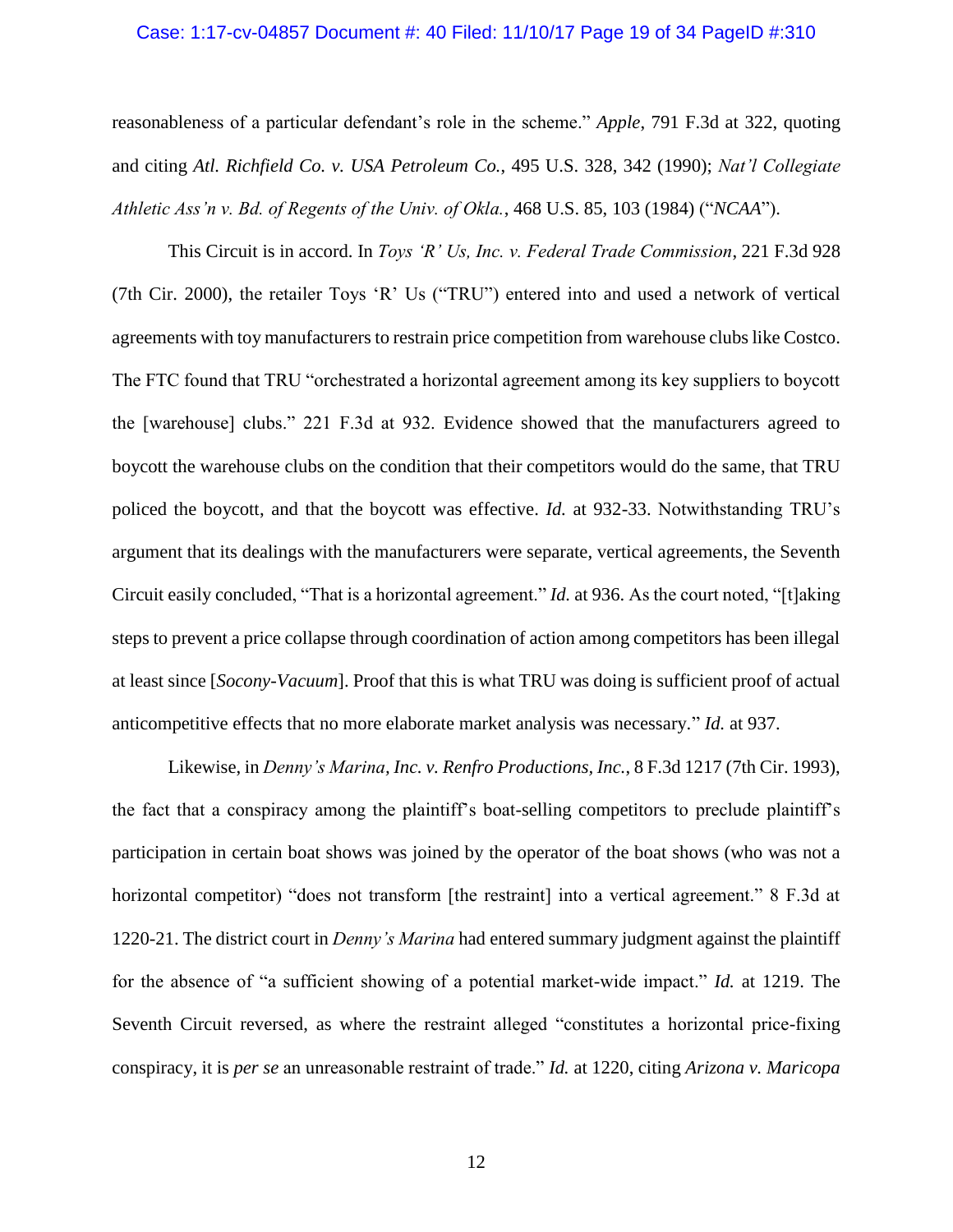reasonableness of a particular defendant's role in the scheme." *Apple*, 791 F.3d at 322, quoting and citing *Atl. Richfield Co. v. USA Petroleum Co.*, 495 U.S. 328, 342 (1990); *Nat'l Collegiate Athletic Ass'n v. Bd. of Regents of the Univ. of Okla.*, 468 U.S. 85, 103 (1984) ("*NCAA*").

This Circuit is in accord. In *Toys 'R' Us, Inc. v. Federal Trade Commission*, 221 F.3d 928 (7th Cir. 2000), the retailer Toys 'R' Us ("TRU") entered into and used a network of vertical agreements with toy manufacturers to restrain price competition from warehouse clubs like Costco. The FTC found that TRU "orchestrated a horizontal agreement among its key suppliers to boycott the [warehouse] clubs." 221 F.3d at 932. Evidence showed that the manufacturers agreed to boycott the warehouse clubs on the condition that their competitors would do the same, that TRU policed the boycott, and that the boycott was effective. *Id.* at 932-33. Notwithstanding TRU's argument that its dealings with the manufacturers were separate, vertical agreements, the Seventh Circuit easily concluded, "That is a horizontal agreement." *Id.* at 936. As the court noted, "[t]aking steps to prevent a price collapse through coordination of action among competitors has been illegal at least since [*Socony-Vacuum*]. Proof that this is what TRU was doing is sufficient proof of actual anticompetitive effects that no more elaborate market analysis was necessary." *Id.* at 937.

Likewise, in *Denny's Marina, Inc. v. Renfro Productions, Inc.*, 8 F.3d 1217 (7th Cir. 1993), the fact that a conspiracy among the plaintiff's boat-selling competitors to preclude plaintiff's participation in certain boat shows was joined by the operator of the boat shows (who was not a horizontal competitor) "does not transform [the restraint] into a vertical agreement." 8 F.3d at 1220-21. The district court in *Denny's Marina* had entered summary judgment against the plaintiff for the absence of "a sufficient showing of a potential market-wide impact." *Id.* at 1219. The Seventh Circuit reversed, as where the restraint alleged "constitutes a horizontal price-fixing conspiracy, it is *per se* an unreasonable restraint of trade." *Id.* at 1220, citing *Arizona v. Maricopa*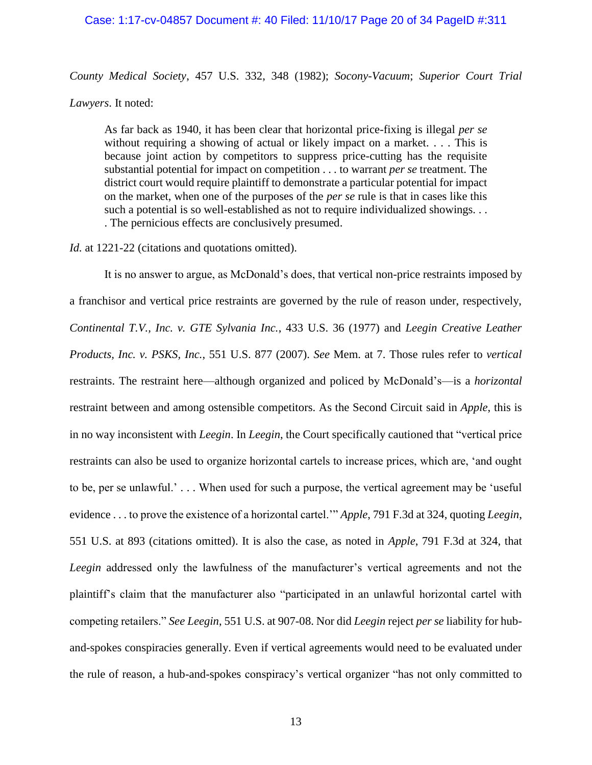*County Medical Society*, 457 U.S. 332, 348 (1982); *Socony-Vacuum*; *Superior Court Trial Lawyers*. It noted:

> As far back as 1940, it has been clear that horizontal price-fixing is illegal *per se* without requiring a showing of actual or likely impact on a market. . . . This is because joint action by competitors to suppress price-cutting has the requisite substantial potential for impact on competition . . . to warrant *per se* treatment. The district court would require plaintiff to demonstrate a particular potential for impact on the market, when one of the purposes of the *per se* rule is that in cases like this such a potential is so well-established as not to require individualized showings. . . . The pernicious effects are conclusively presumed.

*Id.* at 1221-22 (citations and quotations omitted).

It is no answer to argue, as McDonald's does, that vertical non-price restraints imposed by a franchisor and vertical price restraints are governed by the rule of reason under, respectively, *Continental T.V., Inc. v. GTE Sylvania Inc.*, 433 U.S. 36 (1977) and *Leegin Creative Leather Products, Inc. v. PSKS, Inc.*, 551 U.S. 877 (2007). *See* Mem. at 7. Those rules refer to *vertical* restraints. The restraint here—although organized and policed by McDonald's—is a *horizontal* restraint between and among ostensible competitors. As the Second Circuit said in *Apple*, this is in no way inconsistent with *Leegin*. In *Leegin*, the Court specifically cautioned that "vertical price restraints can also be used to organize horizontal cartels to increase prices, which are, 'and ought to be, per se unlawful.' . . . When used for such a purpose, the vertical agreement may be 'useful evidence . . . to prove the existence of a horizontal cartel.'" *Apple*, 791 F.3d at 324, quoting *Leegin*, 551 U.S. at 893 (citations omitted). It is also the case, as noted in *Apple*, 791 F.3d at 324, that *Leegin* addressed only the lawfulness of the manufacturer's vertical agreements and not the plaintiff's claim that the manufacturer also "participated in an unlawful horizontal cartel with competing retailers." *See Leegin*, 551 U.S. at 907-08. Nor did *Leegin* reject *per se* liability for hub-and-spokes conspiracies generally. Even if vertical agreements would need to be evaluated under the rule of reason, a hub-and-spokes conspiracy's vertical organizer "has not only committed to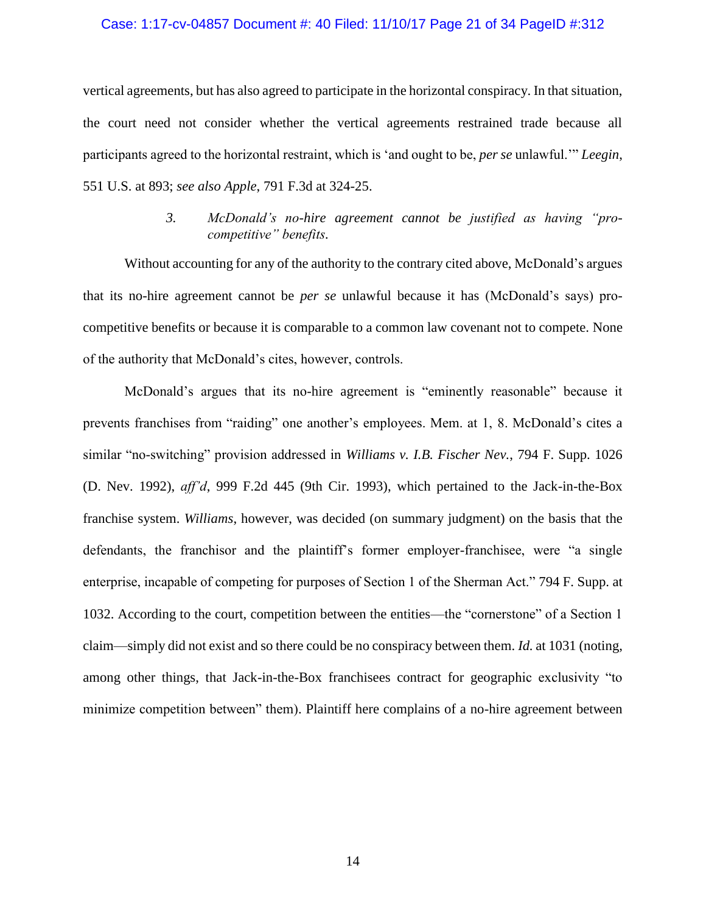vertical agreements, but has also agreed to participate in the horizontal conspiracy. In that situation, the court need not consider whether the vertical agreements restrained trade because all participants agreed to the horizontal restraint, which is 'and ought to be, *per se* unlawful.'" *Leegin*, 551 U.S. at 893; *see also Apple*, 791 F.3d at 324-25.

### *3. McDonald's no-hire agreement cannot be justified as having "pro-competitive" benefits.*

Without accounting for any of the authority to the contrary cited above, McDonald's argues that its no-hire agreement cannot be *per se* unlawful because it has (McDonald's says) pro-competitive benefits or because it is comparable to a common law covenant not to compete. None of the authority that McDonald's cites, however, controls.

McDonald's argues that its no-hire agreement is "eminently reasonable" because it prevents franchises from "raiding" one another's employees. Mem. at 1, 8. McDonald's cites a similar "no-switching" provision addressed in *Williams v. I.B. Fischer Nev.*, 794 F. Supp. 1026 (D. Nev. 1992), *aff'd*, 999 F.2d 445 (9th Cir. 1993), which pertained to the Jack-in-the-Box franchise system. *Williams*, however, was decided (on summary judgment) on the basis that the defendants, the franchisor and the plaintiff's former employer-franchisee, were "a single enterprise, incapable of competing for purposes of Section 1 of the Sherman Act." 794 F. Supp. at 1032. According to the court, competition between the entities—the "cornerstone" of a Section 1 claim—simply did not exist and so there could be no conspiracy between them. *Id.* at 1031 (noting, among other things, that Jack-in-the-Box franchisees contract for geographic exclusivity "to minimize competition between" them). Plaintiff here complains of a no-hire agreement between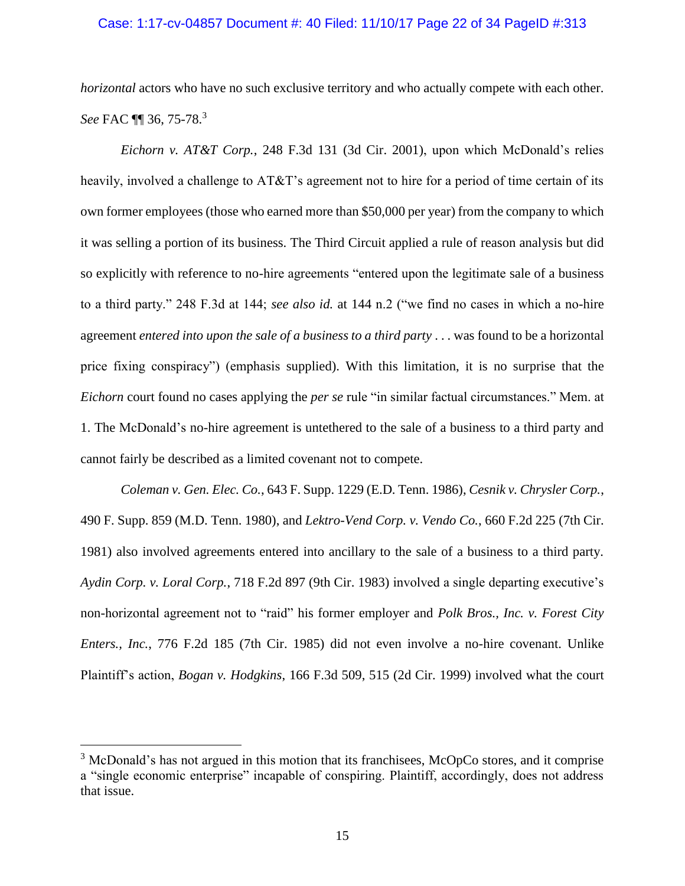*horizontal* actors who have no such exclusive territory and who actually compete with each other. *See* FAC ¶¶ 36, 75-78.[3]

*Eichorn v. AT&T Corp.*, 248 F.3d 131 (3d Cir. 2001), upon which McDonald's relies heavily, involved a challenge to AT&T's agreement not to hire for a period of time certain of its own former employees (those who earned more than $50,000 per year) from the company to which it was selling a portion of its business. The Third Circuit applied a rule of reason analysis but did so explicitly with reference to no-hire agreements "entered upon the legitimate sale of a business to a third party." 248 F.3d at 144; *see also id.* at 144 n.2 ("we find no cases in which a no-hire agreement *entered into upon the sale of a business to a third party* . . . was found to be a horizontal price fixing conspiracy") (emphasis supplied). With this limitation, it is no surprise that the *Eichorn* court found no cases applying the *per se* rule "in similar factual circumstances." Mem. at 1. The McDonald's no-hire agreement is untethered to the sale of a business to a third party and cannot fairly be described as a limited covenant not to compete.

*Coleman v. Gen. Elec. Co.*, 643 F. Supp. 1229 (E.D. Tenn. 1986), *Cesnik v. Chrysler Corp.*, 490 F. Supp. 859 (M.D. Tenn. 1980), and *Lektro-Vend Corp. v. Vendo Co.*, 660 F.2d 225 (7th Cir. 1981) also involved agreements entered into ancillary to the sale of a business to a third party. *Aydin Corp. v. Loral Corp.*, 718 F.2d 897 (9th Cir. 1983) involved a single departing executive's non-horizontal agreement not to "raid" his former employer and *Polk Bros., Inc. v. Forest City Enters., Inc.*, 776 F.2d 185 (7th Cir. 1985) did not even involve a no-hire covenant. Unlike Plaintiff's action, *Bogan v. Hodgkins*, 166 F.3d 509, 515 (2d Cir. 1999) involved what the court

---

[3] McDonald's has not argued in this motion that its franchisees, McOpCo stores, and it comprise a "single economic enterprise" incapable of conspiring. Plaintiff, accordingly, does not address that issue.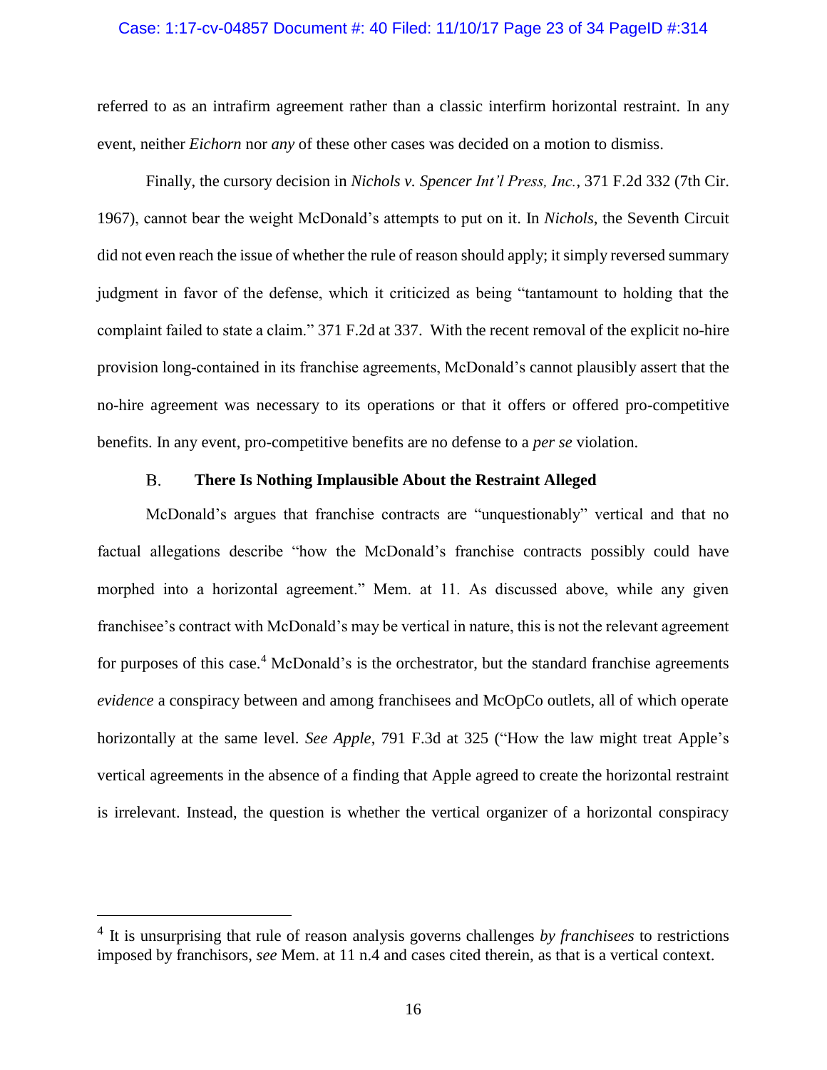referred to as an intrafirm agreement rather than a classic interfirm horizontal restraint. In any event, neither *Eichorn* nor *any* of these other cases was decided on a motion to dismiss.

Finally, the cursory decision in *Nichols v. Spencer Int'l Press, Inc.*, 371 F.2d 332 (7th Cir. 1967), cannot bear the weight McDonald's attempts to put on it. In *Nichols*, the Seventh Circuit did not even reach the issue of whether the rule of reason should apply; it simply reversed summary judgment in favor of the defense, which it criticized as being "tantamount to holding that the complaint failed to state a claim." 371 F.2d at 337. With the recent removal of the explicit no-hire provision long-contained in its franchise agreements, McDonald's cannot plausibly assert that the no-hire agreement was necessary to its operations or that it offers or offered pro-competitive benefits. In any event, pro-competitive benefits are no defense to a *per se* violation.

### B. There Is Nothing Implausible About the Restraint Alleged

McDonald's argues that franchise contracts are "unquestionably" vertical and that no factual allegations describe "how the McDonald's franchise contracts possibly could have morphed into a horizontal agreement." Mem. at 11. As discussed above, while any given franchisee's contract with McDonald's may be vertical in nature, this is not the relevant agreement for purposes of this case.[4] McDonald's is the orchestrator, but the standard franchise agreements *evidence* a conspiracy between and among franchisees and McOpCo outlets, all of which operate horizontally at the same level. *See Apple*, 791 F.3d at 325 ("How the law might treat Apple's vertical agreements in the absence of a finding that Apple agreed to create the horizontal restraint is irrelevant. Instead, the question is whether the vertical organizer of a horizontal conspiracy

---

[4] It is unsurprising that rule of reason analysis governs challenges *by franchisees* to restrictions imposed by franchisors, *see* Mem. at 11 n.4 and cases cited therein, as that is a vertical context.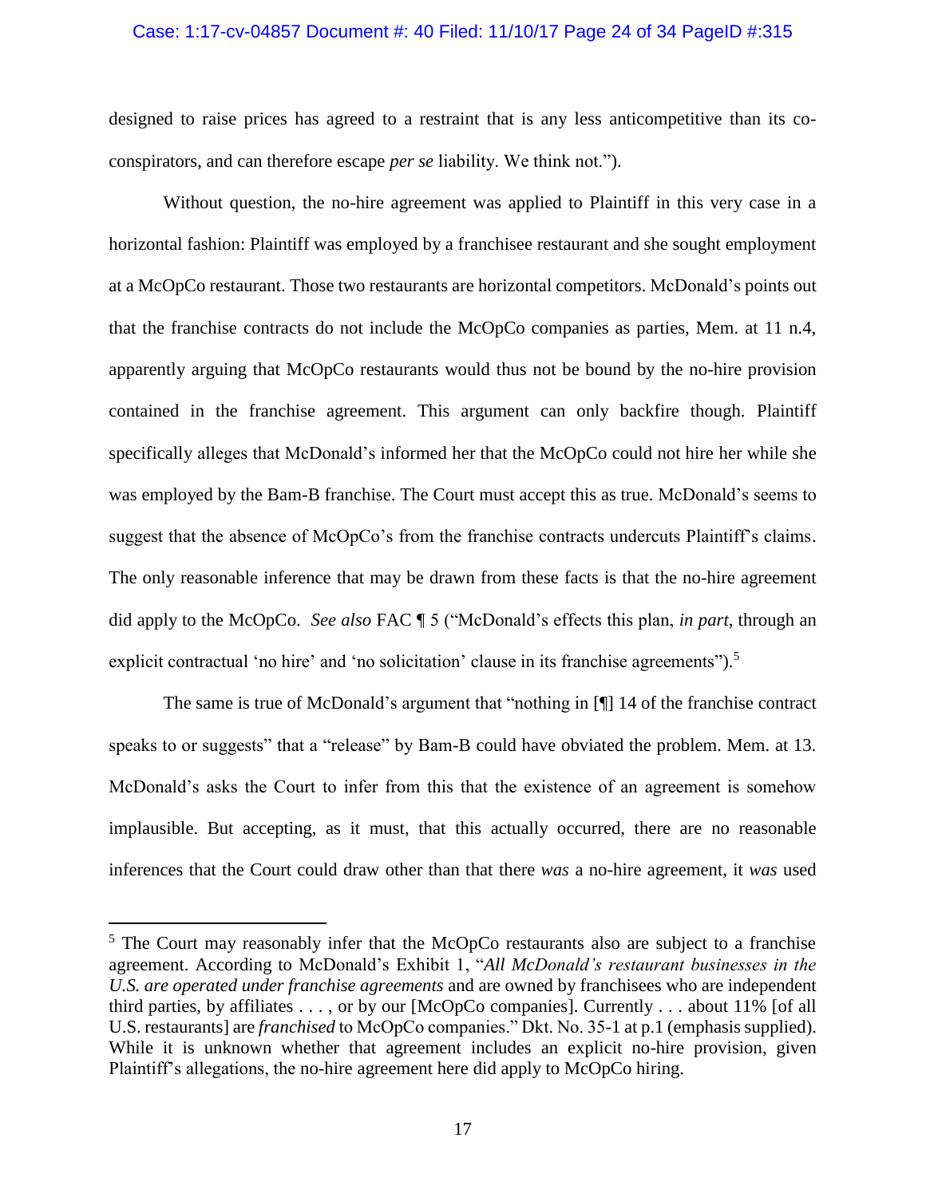designed to raise prices has agreed to a restraint that is any less anticompetitive than its co-conspirators, and can therefore escape *per se* liability. We think not.").

Without question, the no-hire agreement was applied to Plaintiff in this very case in a horizontal fashion: Plaintiff was employed by a franchisee restaurant and she sought employment at a McOpCo restaurant. Those two restaurants are horizontal competitors. McDonald's points out that the franchise contracts do not include the McOpCo companies as parties, Mem. at 11 n.4, apparently arguing that McOpCo restaurants would thus not be bound by the no-hire provision contained in the franchise agreement. This argument can only backfire though. Plaintiff specifically alleges that McDonald's informed her that the McOpCo could not hire her while she was employed by the Bam-B franchise. The Court must accept this as true. McDonald's seems to suggest that the absence of McOpCo's from the franchise contracts undercuts Plaintiff's claims. The only reasonable inference that may be drawn from these facts is that the no-hire agreement did apply to the McOpCo. *See also* FAC ¶ 5 ("McDonald's effects this plan, *in part*, through an explicit contractual 'no hire' and 'no solicitation' clause in its franchise agreements").[5]

The same is true of McDonald's argument that "nothing in [¶] 14 of the franchise contract speaks to or suggests" that a "release" by Bam-B could have obviated the problem. Mem. at 13. McDonald's asks the Court to infer from this that the existence of an agreement is somehow implausible. But accepting, as it must, that this actually occurred, there are no reasonable inferences that the Court could draw other than that there *was* a no-hire agreement, it *was* used

---

[5] The Court may reasonably infer that the McOpCo restaurants also are subject to a franchise agreement. According to McDonald's Exhibit 1, "*All McDonald's restaurant businesses in the U.S. are operated under franchise agreements* and are owned by franchisees who are independent third parties, by affiliates . . . , or by our [McOpCo companies]. Currently . . . about 11% [of all U.S. restaurants] are *franchised* to McOpCo companies." Dkt. No. 35-1 at p.1 (emphasis supplied). While it is unknown whether that agreement includes an explicit no-hire provision, given Plaintiff's allegations, the no-hire agreement here did apply to McOpCo hiring.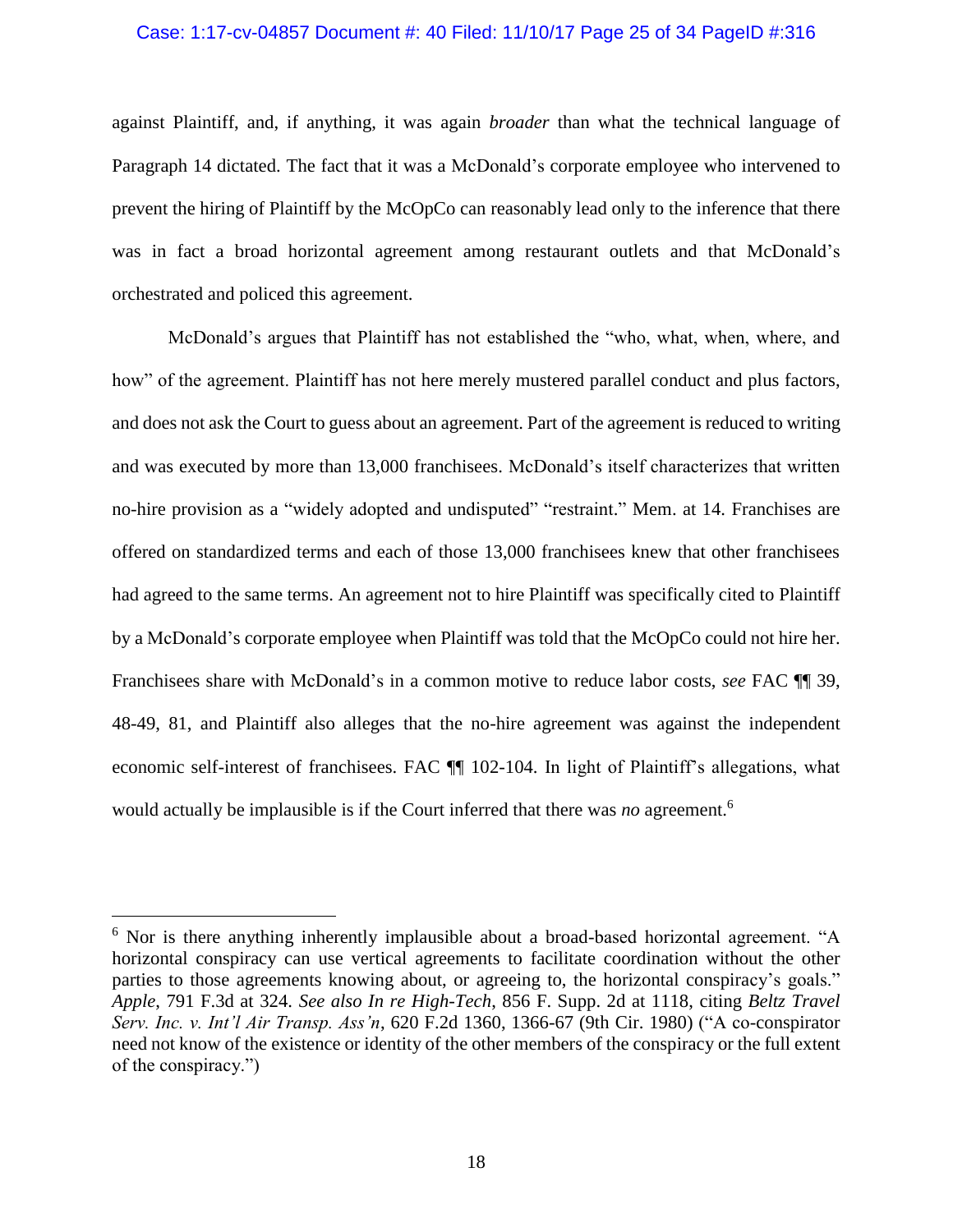against Plaintiff, and, if anything, it was again *broader* than what the technical language of Paragraph 14 dictated. The fact that it was a McDonald's corporate employee who intervened to prevent the hiring of Plaintiff by the McOpCo can reasonably lead only to the inference that there was in fact a broad horizontal agreement among restaurant outlets and that McDonald's orchestrated and policed this agreement.

McDonald's argues that Plaintiff has not established the "who, what, when, where, and how" of the agreement. Plaintiff has not here merely mustered parallel conduct and plus factors, and does not ask the Court to guess about an agreement. Part of the agreement is reduced to writing and was executed by more than 13,000 franchisees. McDonald's itself characterizes that written no-hire provision as a "widely adopted and undisputed" "restraint." Mem. at 14. Franchises are offered on standardized terms and each of those 13,000 franchisees knew that other franchisees had agreed to the same terms. An agreement not to hire Plaintiff was specifically cited to Plaintiff by a McDonald's corporate employee when Plaintiff was told that the McOpCo could not hire her. Franchisees share with McDonald's in a common motive to reduce labor costs, *see* FAC ¶¶ 39, 48-49, 81, and Plaintiff also alleges that the no-hire agreement was against the independent economic self-interest of franchisees. FAC ¶¶ 102-104. In light of Plaintiff's allegations, what would actually be implausible is if the Court inferred that there was *no* agreement.[6]

---

[6] Nor is there anything inherently implausible about a broad-based horizontal agreement. "A horizontal conspiracy can use vertical agreements to facilitate coordination without the other parties to those agreements knowing about, or agreeing to, the horizontal conspiracy's goals." *Apple*, 791 F.3d at 324. *See also In re High-Tech*, 856 F. Supp. 2d at 1118, citing *Beltz Travel Serv. Inc. v. Int'l Air Transp. Ass'n*, 620 F.2d 1360, 1366-67 (9th Cir. 1980) ("A co-conspirator need not know of the existence or identity of the other members of the conspiracy or the full extent of the conspiracy.")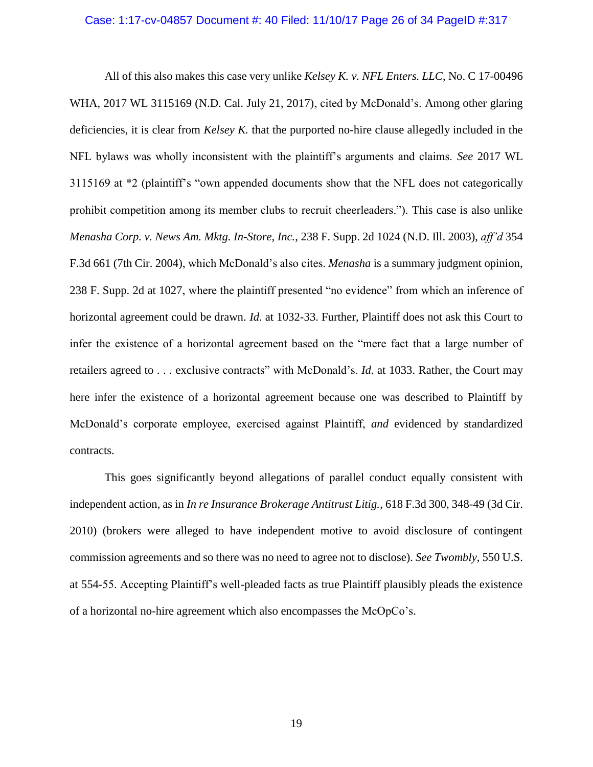All of this also makes this case very unlike *Kelsey K. v. NFL Enters. LLC*, No. C 17-00496 WHA, 2017 WL 3115169 (N.D. Cal. July 21, 2017), cited by McDonald's. Among other glaring deficiencies, it is clear from *Kelsey K.* that the purported no-hire clause allegedly included in the NFL bylaws was wholly inconsistent with the plaintiff's arguments and claims. *See* 2017 WL 3115169 at *2 (plaintiff's "own appended documents show that the NFL does not categorically prohibit competition among its member clubs to recruit cheerleaders."). This case is also unlike *Menasha Corp. v. News Am. Mktg. In-Store, Inc.*, 238 F. Supp. 2d 1024 (N.D. Ill. 2003), *aff'd* 354 F.3d 661 (7th Cir. 2004), which McDonald's also cites. *Menasha* is a summary judgment opinion, 238 F. Supp. 2d at 1027, where the plaintiff presented "no evidence" from which an inference of horizontal agreement could be drawn. *Id.* at 1032-33. Further, Plaintiff does not ask this Court to infer the existence of a horizontal agreement based on the "mere fact that a large number of retailers agreed to . . . exclusive contracts" with McDonald's. *Id.* at 1033. Rather, the Court may here infer the existence of a horizontal agreement because one was described to Plaintiff by McDonald's corporate employee, exercised against Plaintiff, *and* evidenced by standardized contracts.

This goes significantly beyond allegations of parallel conduct equally consistent with independent action, as in *In re Insurance Brokerage Antitrust Litig.*, 618 F.3d 300, 348-49 (3d Cir. 2010) (brokers were alleged to have independent motive to avoid disclosure of contingent commission agreements and so there was no need to agree not to disclose). *See Twombly*, 550 U.S. at 554-55. Accepting Plaintiff's well-pleaded facts as true Plaintiff plausibly pleads the existence of a horizontal no-hire agreement which also encompasses the McOpCo's.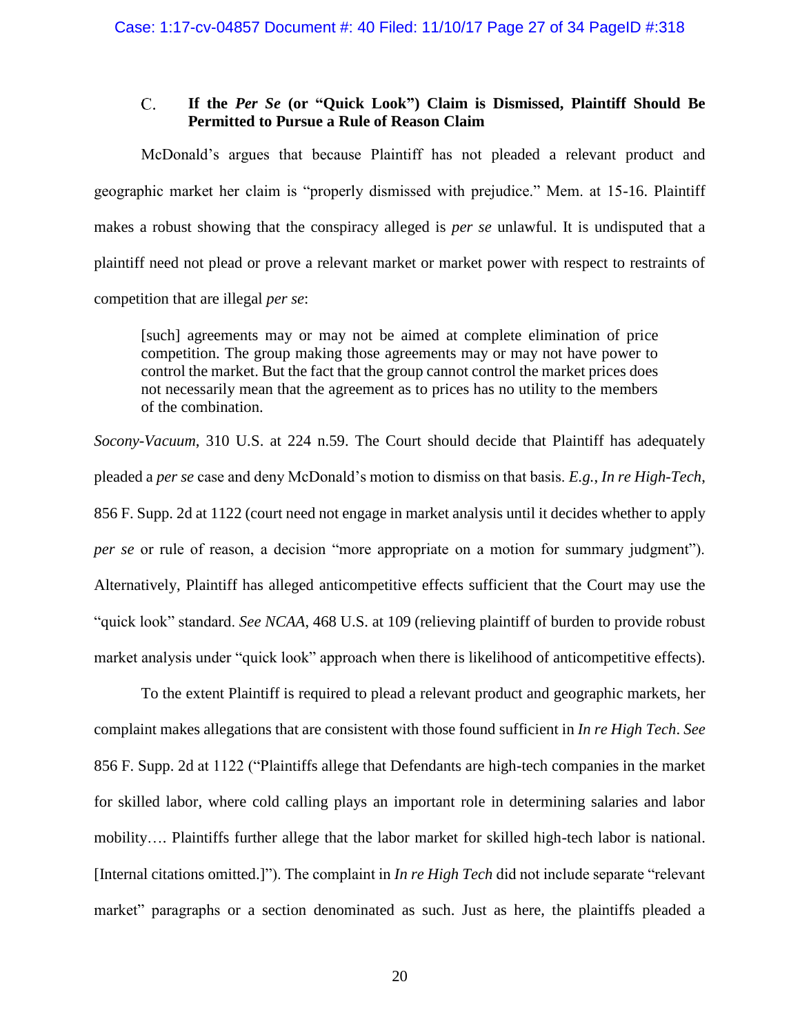### C. If the *Per Se* (or "Quick Look") Claim is Dismissed, Plaintiff Should Be Permitted to Pursue a Rule of Reason Claim

McDonald's argues that because Plaintiff has not pleaded a relevant product and geographic market her claim is "properly dismissed with prejudice." Mem. at 15-16. Plaintiff makes a robust showing that the conspiracy alleged is *per se* unlawful. It is undisputed that a plaintiff need not plead or prove a relevant market or market power with respect to restraints of competition that are illegal *per se*:

> [such] agreements may or may not be aimed at complete elimination of price competition. The group making those agreements may or may not have power to control the market. But the fact that the group cannot control the market prices does not necessarily mean that the agreement as to prices has no utility to the members of the combination.

*Socony-Vacuum*, 310 U.S. at 224 n.59. The Court should decide that Plaintiff has adequately pleaded a *per se* case and deny McDonald's motion to dismiss on that basis. *E.g.*, *In re High-Tech*, 856 F. Supp. 2d at 1122 (court need not engage in market analysis until it decides whether to apply *per se* or rule of reason, a decision "more appropriate on a motion for summary judgment"). Alternatively, Plaintiff has alleged anticompetitive effects sufficient that the Court may use the "quick look" standard. *See NCAA*, 468 U.S. at 109 (relieving plaintiff of burden to provide robust market analysis under "quick look" approach when there is likelihood of anticompetitive effects).

To the extent Plaintiff is required to plead a relevant product and geographic markets, her complaint makes allegations that are consistent with those found sufficient in *In re High Tech*. *See* 856 F. Supp. 2d at 1122 ("Plaintiffs allege that Defendants are high-tech companies in the market for skilled labor, where cold calling plays an important role in determining salaries and labor mobility…. Plaintiffs further allege that the labor market for skilled high-tech labor is national. [Internal citations omitted.]"). The complaint in *In re High Tech* did not include separate "relevant market" paragraphs or a section denominated as such. Just as here, the plaintiffs pleaded a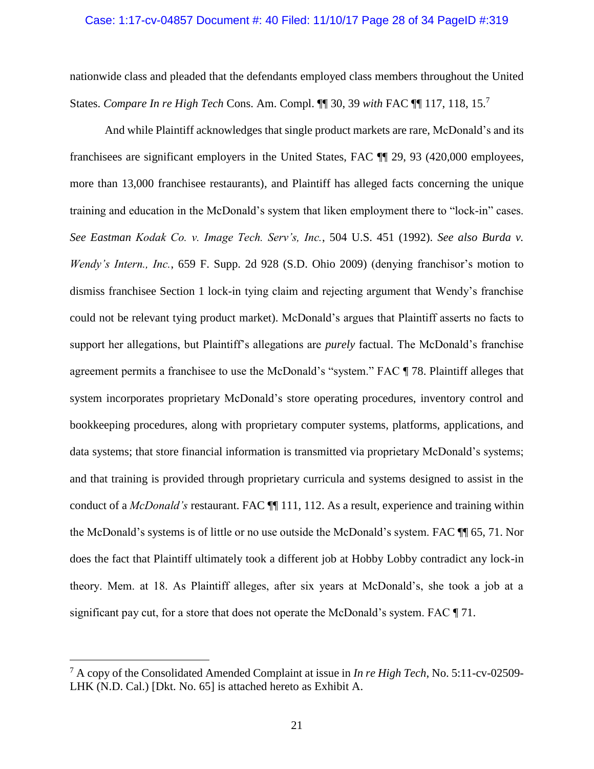nationwide class and pleaded that the defendants employed class members throughout the United States. *Compare In re High Tech* Cons. Am. Compl. ¶¶ 30, 39 *with* FAC ¶¶ 117, 118, 15.[7]

And while Plaintiff acknowledges that single product markets are rare, McDonald's and its franchisees are significant employers in the United States, FAC ¶¶ 29, 93 (420,000 employees, more than 13,000 franchisee restaurants), and Plaintiff has alleged facts concerning the unique training and education in the McDonald's system that liken employment there to "lock-in" cases. *See Eastman Kodak Co. v. Image Tech. Serv's, Inc.*, 504 U.S. 451 (1992). *See also Burda v. Wendy's Intern., Inc.*, 659 F. Supp. 2d 928 (S.D. Ohio 2009) (denying franchisor's motion to dismiss franchisee Section 1 lock-in tying claim and rejecting argument that Wendy's franchise could not be relevant tying product market). McDonald's argues that Plaintiff asserts no facts to support her allegations, but Plaintiff's allegations are *purely* factual. The McDonald's franchise agreement permits a franchisee to use the McDonald's "system." FAC ¶ 78. Plaintiff alleges that system incorporates proprietary McDonald's store operating procedures, inventory control and bookkeeping procedures, along with proprietary computer systems, platforms, applications, and data systems; that store financial information is transmitted via proprietary McDonald's systems; and that training is provided through proprietary curricula and systems designed to assist in the conduct of a *McDonald's* restaurant. FAC ¶¶ 111, 112. As a result, experience and training within the McDonald's systems is of little or no use outside the McDonald's system. FAC ¶¶ 65, 71. Nor does the fact that Plaintiff ultimately took a different job at Hobby Lobby contradict any lock-in theory. Mem. at 18. As Plaintiff alleges, after six years at McDonald's, she took a job at a significant pay cut, for a store that does not operate the McDonald's system. FAC ¶ 71.

---

[7] A copy of the Consolidated Amended Complaint at issue in *In re High Tech*, No. 5:11-cv-02509-LHK (N.D. Cal.) [Dkt. No. 65] is attached hereto as Exhibit A.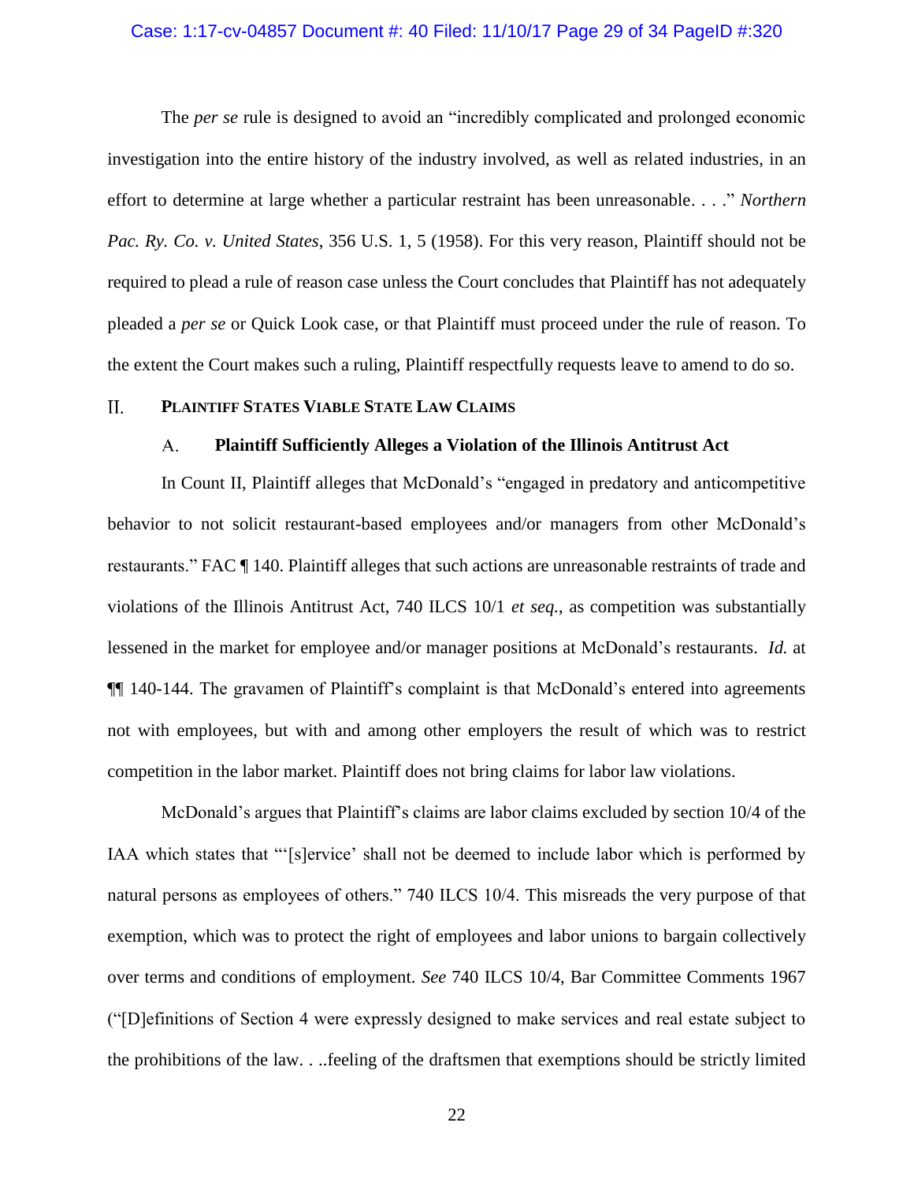The *per se* rule is designed to avoid an "incredibly complicated and prolonged economic investigation into the entire history of the industry involved, as well as related industries, in an effort to determine at large whether a particular restraint has been unreasonable. . . ." *Northern Pac. Ry. Co. v. United States*, 356 U.S. 1, 5 (1958). For this very reason, Plaintiff should not be required to plead a rule of reason case unless the Court concludes that Plaintiff has not adequately pleaded a *per se* or Quick Look case, or that Plaintiff must proceed under the rule of reason. To the extent the Court makes such a ruling, Plaintiff respectfully requests leave to amend to do so.

## II. PLAINTIFF STATES VIABLE STATE LAW CLAIMS

### A. Plaintiff Sufficiently Alleges a Violation of the Illinois Antitrust Act

In Count II, Plaintiff alleges that McDonald's "engaged in predatory and anticompetitive behavior to not solicit restaurant-based employees and/or managers from other McDonald's restaurants." FAC ¶ 140. Plaintiff alleges that such actions are unreasonable restraints of trade and violations of the Illinois Antitrust Act, 740 ILCS 10/1 *et seq.*, as competition was substantially lessened in the market for employee and/or manager positions at McDonald's restaurants. *Id.* at ¶¶ 140-144. The gravamen of Plaintiff's complaint is that McDonald's entered into agreements not with employees, but with and among other employers the result of which was to restrict competition in the labor market. Plaintiff does not bring claims for labor law violations.

McDonald's argues that Plaintiff's claims are labor claims excluded by section 10/4 of the IAA which states that "'[s]ervice' shall not be deemed to include labor which is performed by natural persons as employees of others." 740 ILCS 10/4. This misreads the very purpose of that exemption, which was to protect the right of employees and labor unions to bargain collectively over terms and conditions of employment. *See* 740 ILCS 10/4, Bar Committee Comments 1967 ("[D]efinitions of Section 4 were expressly designed to make services and real estate subject to the prohibitions of the law. . ..feeling of the draftsmen that exemptions should be strictly limited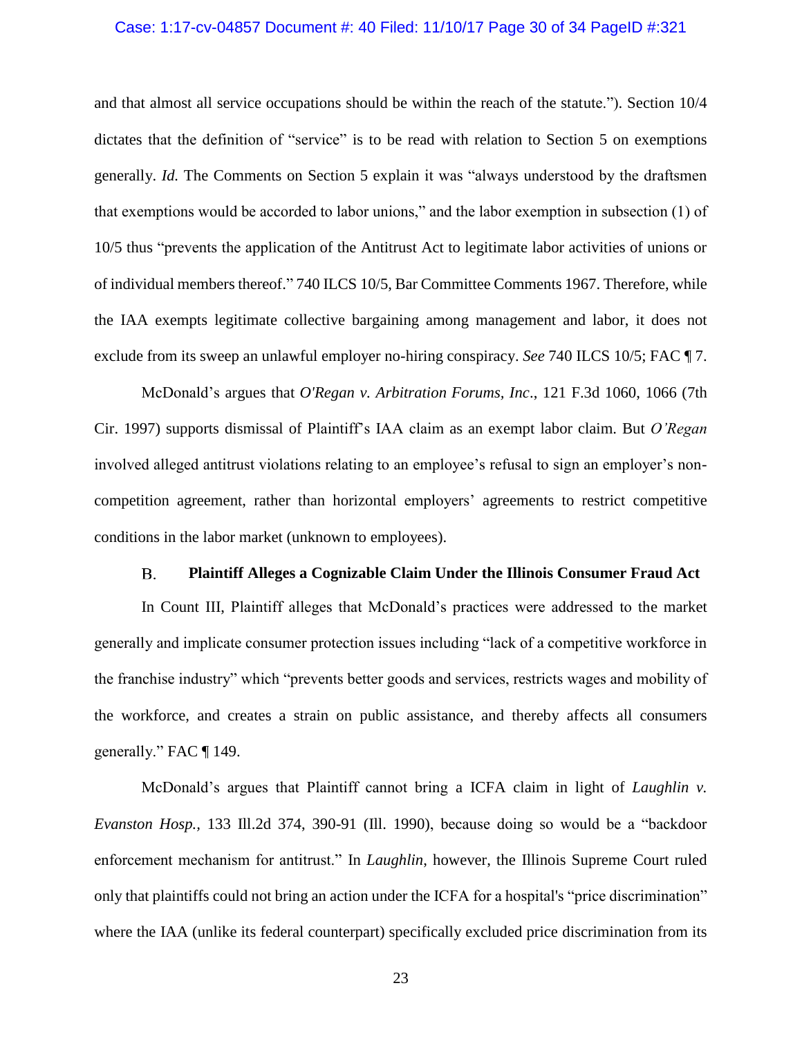and that almost all service occupations should be within the reach of the statute."). Section 10/4 dictates that the definition of "service" is to be read with relation to Section 5 on exemptions generally. *Id.* The Comments on Section 5 explain it was "always understood by the draftsmen that exemptions would be accorded to labor unions," and the labor exemption in subsection (1) of 10/5 thus "prevents the application of the Antitrust Act to legitimate labor activities of unions or of individual members thereof." 740 ILCS 10/5, Bar Committee Comments 1967. Therefore, while the IAA exempts legitimate collective bargaining among management and labor, it does not exclude from its sweep an unlawful employer no-hiring conspiracy. *See* 740 ILCS 10/5; FAC ¶ 7.

McDonald's argues that *O'Regan v. Arbitration Forums, Inc*., 121 F.3d 1060, 1066 (7th Cir. 1997) supports dismissal of Plaintiff's IAA claim as an exempt labor claim. But *O'Regan* involved alleged antitrust violations relating to an employee's refusal to sign an employer's non-competition agreement, rather than horizontal employers' agreements to restrict competitive conditions in the labor market (unknown to employees).

### B. Plaintiff Alleges a Cognizable Claim Under the Illinois Consumer Fraud Act

In Count III, Plaintiff alleges that McDonald's practices were addressed to the market generally and implicate consumer protection issues including "lack of a competitive workforce in the franchise industry" which "prevents better goods and services, restricts wages and mobility of the workforce, and creates a strain on public assistance, and thereby affects all consumers generally." FAC ¶ 149.

McDonald's argues that Plaintiff cannot bring a ICFA claim in light of *Laughlin v. Evanston Hosp.,* 133 Ill.2d 374, 390-91 (Ill. 1990), because doing so would be a "backdoor enforcement mechanism for antitrust." In *Laughlin*, however, the Illinois Supreme Court ruled only that plaintiffs could not bring an action under the ICFA for a hospital's "price discrimination" where the IAA (unlike its federal counterpart) specifically excluded price discrimination from its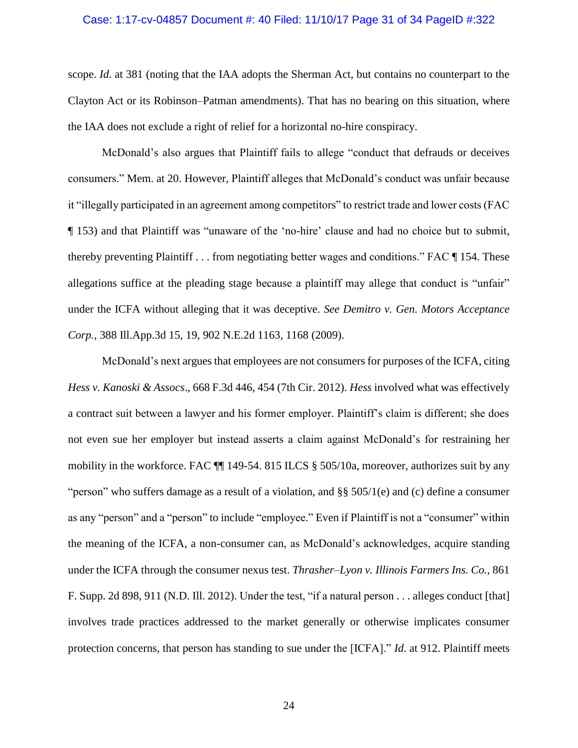scope. *Id*. at 381 (noting that the IAA adopts the Sherman Act, but contains no counterpart to the Clayton Act or its Robinson–Patman amendments). That has no bearing on this situation, where the IAA does not exclude a right of relief for a horizontal no-hire conspiracy.

McDonald's also argues that Plaintiff fails to allege "conduct that defrauds or deceives consumers." Mem. at 20. However, Plaintiff alleges that McDonald's conduct was unfair because it "illegally participated in an agreement among competitors" to restrict trade and lower costs (FAC ¶ 153) and that Plaintiff was "unaware of the 'no-hire' clause and had no choice but to submit, thereby preventing Plaintiff . . . from negotiating better wages and conditions." FAC ¶ 154. These allegations suffice at the pleading stage because a plaintiff may allege that conduct is "unfair" under the ICFA without alleging that it was deceptive. *See Demitro v. Gen. Motors Acceptance Corp.*, 388 Ill.App.3d 15, 19, 902 N.E.2d 1163, 1168 (2009).

McDonald's next argues that employees are not consumers for purposes of the ICFA, citing *Hess v. Kanoski & Assocs*., 668 F.3d 446, 454 (7th Cir. 2012). *Hess* involved what was effectively a contract suit between a lawyer and his former employer. Plaintiff's claim is different; she does not even sue her employer but instead asserts a claim against McDonald's for restraining her mobility in the workforce. FAC ¶¶ 149-54. 815 ILCS § 505/10a, moreover, authorizes suit by any "person" who suffers damage as a result of a violation, and §§ 505/1(e) and (c) define a consumer as any "person" and a "person" to include "employee." Even if Plaintiff is not a "consumer" within the meaning of the ICFA, a non-consumer can, as McDonald's acknowledges, acquire standing under the ICFA through the consumer nexus test. *Thrasher–Lyon v. Illinois Farmers Ins. Co.*, 861 F. Supp. 2d 898, 911 (N.D. Ill. 2012). Under the test, "if a natural person . . . alleges conduct [that] involves trade practices addressed to the market generally or otherwise implicates consumer protection concerns, that person has standing to sue under the [ICFA]." *Id.* at 912. Plaintiff meets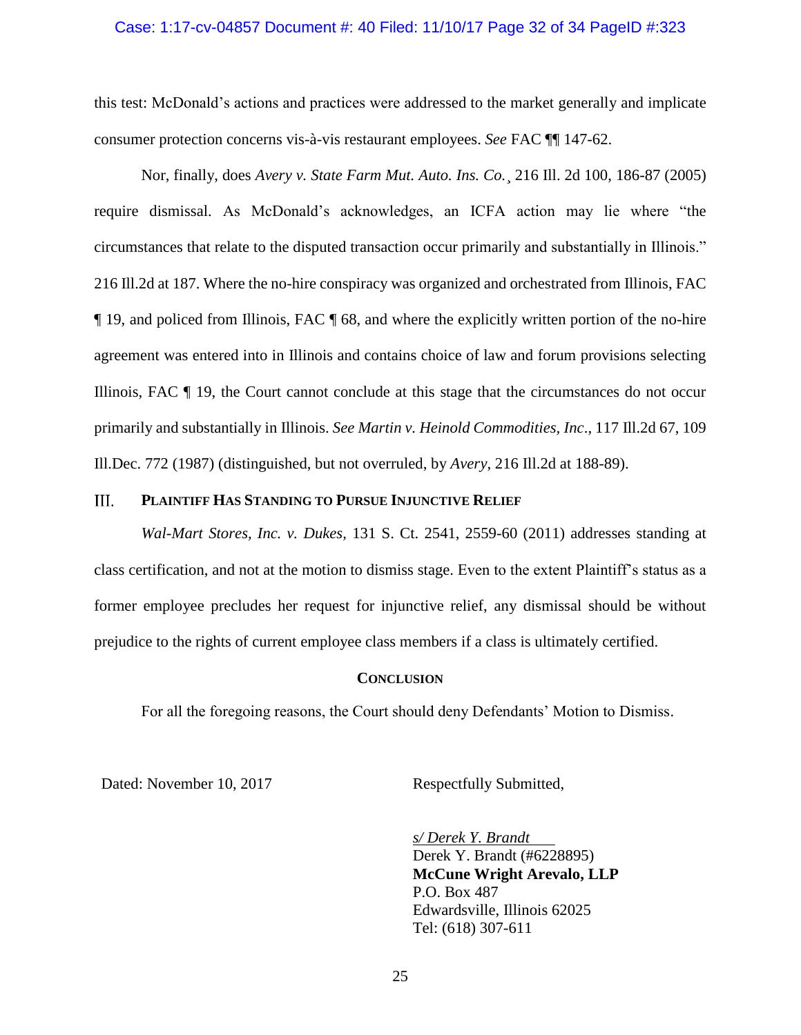this test: McDonald's actions and practices were addressed to the market generally and implicate consumer protection concerns vis-à-vis restaurant employees. *See* FAC ¶¶ 147-62.

Nor, finally, does *Avery v. State Farm Mut. Auto. Ins. Co.*¸ 216 Ill. 2d 100, 186-87 (2005) require dismissal. As McDonald's acknowledges, an ICFA action may lie where "the circumstances that relate to the disputed transaction occur primarily and substantially in Illinois." 216 Ill.2d at 187. Where the no-hire conspiracy was organized and orchestrated from Illinois, FAC ¶ 19, and policed from Illinois, FAC ¶ 68, and where the explicitly written portion of the no-hire agreement was entered into in Illinois and contains choice of law and forum provisions selecting Illinois, FAC ¶ 19, the Court cannot conclude at this stage that the circumstances do not occur primarily and substantially in Illinois. *See Martin v. Heinold Commodities, Inc*., 117 Ill.2d 67, 109 Ill.Dec. 772 (1987) (distinguished, but not overruled, by *Avery*, 216 Ill.2d at 188-89).

## III. PLAINTIFF HAS STANDING TO PURSUE INJUNCTIVE RELIEF

*Wal-Mart Stores, Inc. v. Dukes*, 131 S. Ct. 2541, 2559-60 (2011) addresses standing at class certification, and not at the motion to dismiss stage. Even to the extent Plaintiff's status as a former employee precludes her request for injunctive relief, any dismissal should be without prejudice to the rights of current employee class members if a class is ultimately certified.

## CONCLUSION

For all the foregoing reasons, the Court should deny Defendants' Motion to Dismiss.

Dated: November 10, 2017

Respectfully Submitted,

*s/ Derek Y. Brandt*
Derek Y. Brandt (#6228895)
**McCune Wright Arevalo, LLP**
P.O. Box 487
Edwardsville, Illinois 62025
Tel: (618) 307-611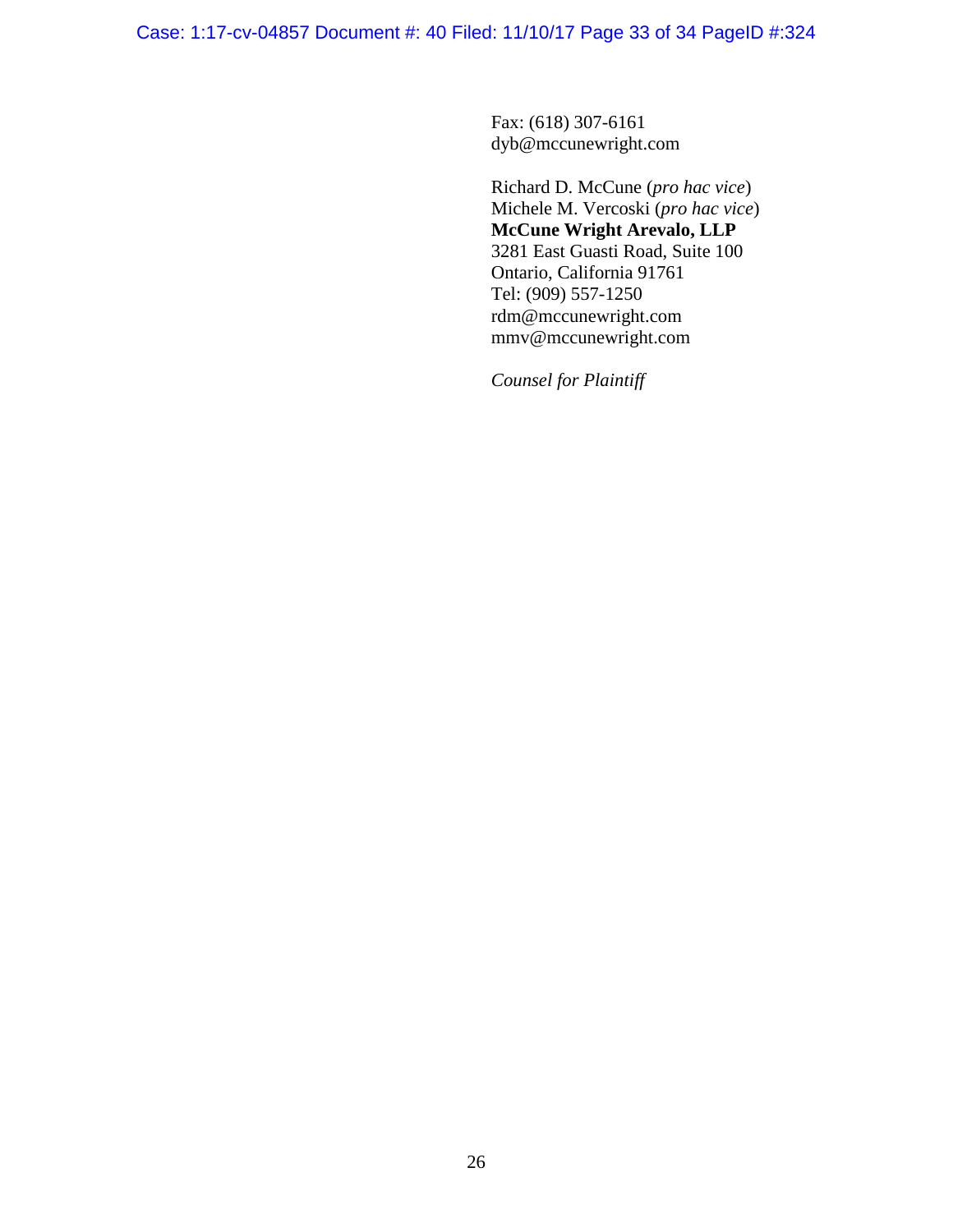Fax: (618) 307-6161
dyb@mccunewright.com

Richard D. McCune (*pro hac vice*)
Michele M. Vercoski (*pro hac vice*)
**McCune Wright Arevalo, LLP**
3281 East Guasti Road, Suite 100
Ontario, California 91761
Tel: (909) 557-1250
rdm@mccunewright.com
mmv@mccunewright.com

*Counsel for Plaintiff*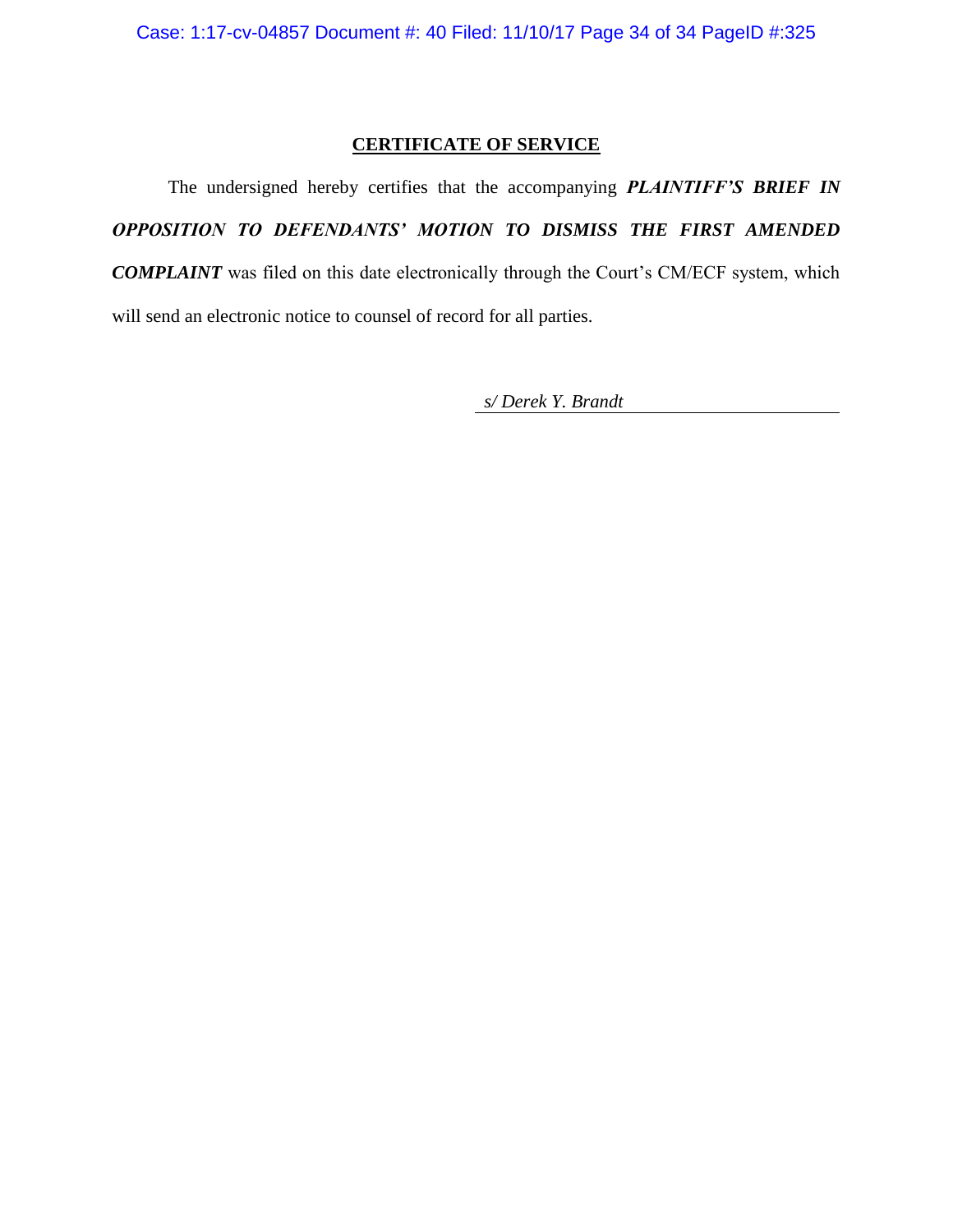## CERTIFICATE OF SERVICE

The undersigned hereby certifies that the accompanying ***PLAINTIFF'S BRIEF IN OPPOSITION TO DEFENDANTS' MOTION TO DISMISS THE FIRST AMENDED COMPLAINT*** was filed on this date electronically through the Court's CM/ECF system, which will send an electronic notice to counsel of record for all parties.

*s/ Derek Y. Brandt*